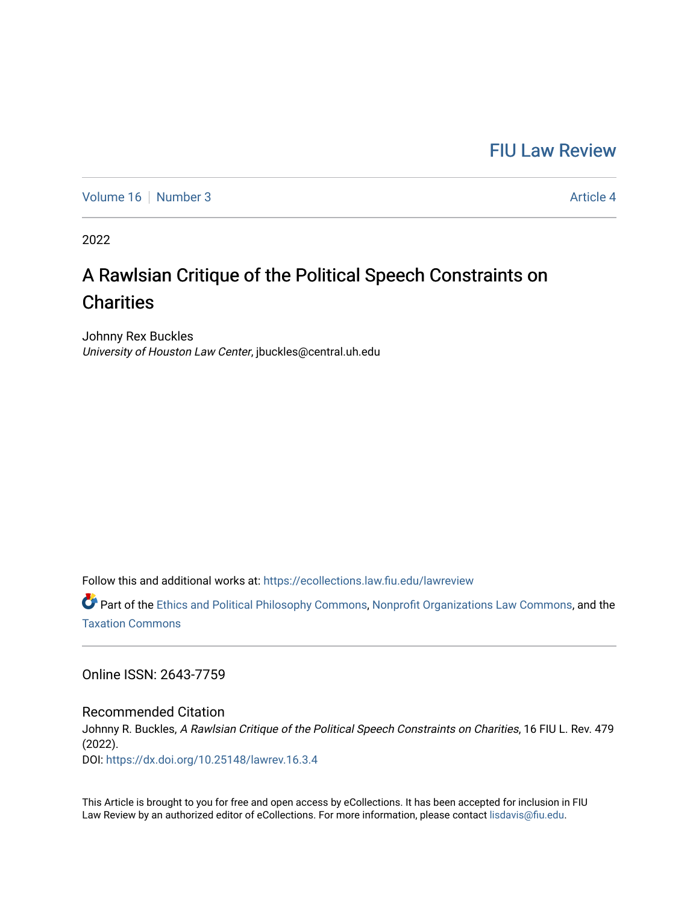FIU Law Review

Volume 16 | Number 3 Article 4

2022

# A Rawlsian Critique of the Political Speech Constraints on Charities

Johnny Rex Buckles
*University of Houston Law Center*, jbuckles@central.uh.edu

Follow this and additional works at: https://ecollections.law.fiu.edu/lawreview

Part of the Ethics and Political Philosophy Commons, Nonprofit Organizations Law Commons, and the Taxation Commons

Online ISSN: 2643-7759

## Recommended Citation

Johnny R. Buckles, *A Rawlsian Critique of the Political Speech Constraints on Charities*, 16 FIU L. Rev. 479 (2022).
DOI: https://dx.doi.org/10.25148/lawrev.16.3.4

This Article is brought to you for free and open access by eCollections. It has been accepted for inclusion in FIU Law Review by an authorized editor of eCollections. For more information, please contact lisdavis@fiu.edu.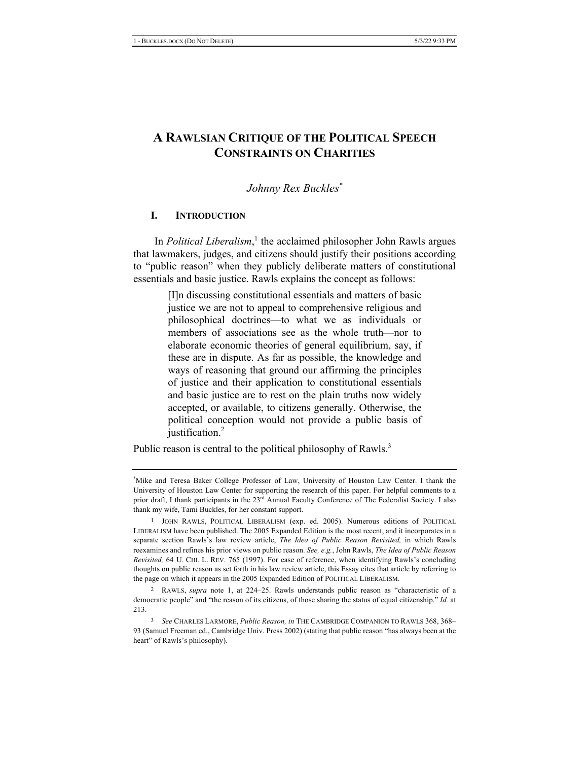# A Rawlsian Critique of the Political Speech Constraints on Charities

*Johnny Rex Buckles*[*]

## I. Introduction

In *Political Liberalism*,[1] the acclaimed philosopher John Rawls argues that lawmakers, judges, and citizens should justify their positions according to "public reason" when they publicly deliberate matters of constitutional essentials and basic justice. Rawls explains the concept as follows:

> [I]n discussing constitutional essentials and matters of basic justice we are not to appeal to comprehensive religious and philosophical doctrines—to what we as individuals or members of associations see as the whole truth—nor to elaborate economic theories of general equilibrium, say, if these are in dispute. As far as possible, the knowledge and ways of reasoning that ground our affirming the principles of justice and their application to constitutional essentials and basic justice are to rest on the plain truths now widely accepted, or available, to citizens generally. Otherwise, the political conception would not provide a public basis of justification.[2]

Public reason is central to the political philosophy of Rawls.[3]

---

[*] Mike and Teresa Baker College Professor of Law, University of Houston Law Center. I thank the University of Houston Law Center for supporting the research of this paper. For helpful comments to a prior draft, I thank participants in the 23rd Annual Faculty Conference of The Federalist Society. I also thank my wife, Tami Buckles, for her constant support.

1 JOHN RAWLS, POLITICAL LIBERALISM (exp. ed. 2005). Numerous editions of POLITICAL LIBERALISM have been published. The 2005 Expanded Edition is the most recent, and it incorporates in a separate section Rawls's law review article, *The Idea of Public Reason Revisited,* in which Rawls reexamines and refines his prior views on public reason. *See, e.g.*, John Rawls, *The Idea of Public Reason Revisited,* 64 U. CHI. L. REV. 765 (1997). For ease of reference, when identifying Rawls's concluding thoughts on public reason as set forth in his law review article, this Essay cites that article by referring to the page on which it appears in the 2005 Expanded Edition of POLITICAL LIBERALISM.

2 RAWLS, *supra* note 1, at 224–25. Rawls understands public reason as "characteristic of a democratic people" and "the reason of its citizens, of those sharing the status of equal citizenship." *Id.* at 213.

3 *See* CHARLES LARMORE, *Public Reason, in* THE CAMBRIDGE COMPANION TO RAWLS 368, 368–93 (Samuel Freeman ed., Cambridge Univ. Press 2002) (stating that public reason "has always been at the heart" of Rawls's philosophy).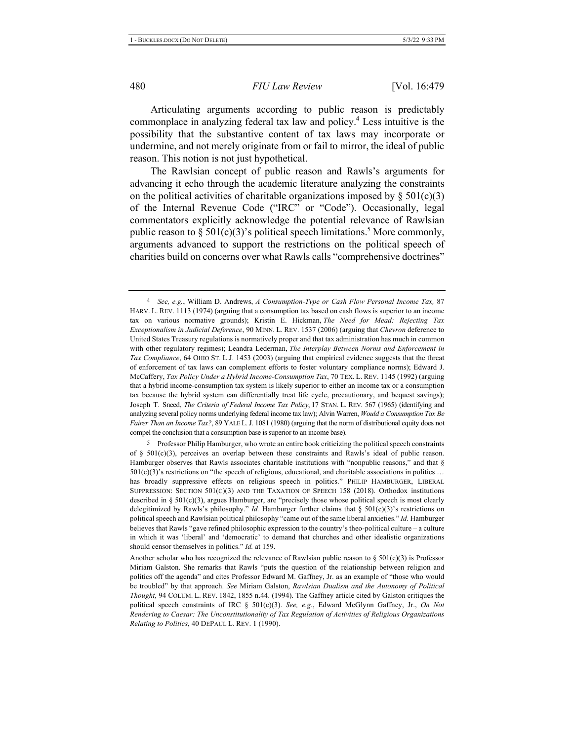Articulating arguments according to public reason is predictably commonplace in analyzing federal tax law and policy.[4] Less intuitive is the possibility that the substantive content of tax laws may incorporate or undermine, and not merely originate from or fail to mirror, the ideal of public reason. This notion is not just hypothetical.

The Rawlsian concept of public reason and Rawls's arguments for advancing it echo through the academic literature analyzing the constraints on the political activities of charitable organizations imposed by § 501(c)(3) of the Internal Revenue Code ("IRC" or "Code"). Occasionally, legal commentators explicitly acknowledge the potential relevance of Rawlsian public reason to § 501(c)(3)'s political speech limitations.[5] More commonly, arguments advanced to support the restrictions on the political speech of charities build on concerns over what Rawls calls "comprehensive doctrines"

---

4 *See, e.g.*, William D. Andrews, *A Consumption-Type or Cash Flow Personal Income Tax,* 87 HARV. L. REV. 1113 (1974) (arguing that a consumption tax based on cash flows is superior to an income tax on various normative grounds); Kristin E. Hickman, *The Need for Mead: Rejecting Tax Exceptionalism in Judicial Deference*, 90 MINN. L. REV. 1537 (2006) (arguing that *Chevron* deference to United States Treasury regulations is normatively proper and that tax administration has much in common with other regulatory regimes); Leandra Lederman, *The Interplay Between Norms and Enforcement in Tax Compliance*, 64 OHIO ST. L.J. 1453 (2003) (arguing that empirical evidence suggests that the threat of enforcement of tax laws can complement efforts to foster voluntary compliance norms); Edward J. McCaffery, *Tax Policy Under a Hybrid Income-Consumption Tax*, 70 TEX. L. REV. 1145 (1992) (arguing that a hybrid income-consumption tax system is likely superior to either an income tax or a consumption tax because the hybrid system can differentially treat life cycle, precautionary, and bequest savings); Joseph T. Sneed, *The Criteria of Federal Income Tax Policy*, 17 STAN. L. REV. 567 (1965) (identifying and analyzing several policy norms underlying federal income tax law); Alvin Warren, *Would a Consumption Tax Be Fairer Than an Income Tax?*, 89 YALE L. J. 1081 (1980) (arguing that the norm of distributional equity does not compel the conclusion that a consumption base is superior to an income base).

5 Professor Philip Hamburger, who wrote an entire book criticizing the political speech constraints of § 501(c)(3), perceives an overlap between these constraints and Rawls's ideal of public reason. Hamburger observes that Rawls associates charitable institutions with "nonpublic reasons," and that § 501(c)(3)'s restrictions on "the speech of religious, educational, and charitable associations in politics … has broadly suppressive effects on religious speech in politics." PHILIP HAMBURGER, LIBERAL SUPPRESSION: SECTION 501(C)(3) AND THE TAXATION OF SPEECH 158 (2018). Orthodox institutions described in § 501(c)(3), argues Hamburger, are "precisely those whose political speech is most clearly delegitimized by Rawls's philosophy." *Id.* Hamburger further claims that § 501(c)(3)'s restrictions on political speech and Rawlsian political philosophy "came out of the same liberal anxieties." *Id.* Hamburger believes that Rawls "gave refined philosophic expression to the country's theo-political culture – a culture in which it was 'liberal' and 'democratic' to demand that churches and other idealistic organizations should censor themselves in politics." *Id.* at 159.

Another scholar who has recognized the relevance of Rawlsian public reason to § 501(c)(3) is Professor Miriam Galston. She remarks that Rawls "puts the question of the relationship between religion and politics off the agenda" and cites Professor Edward M. Gaffney, Jr. as an example of "those who would be troubled" by that approach. *See* Miriam Galston, *Rawlsian Dualism and the Autonomy of Political Thought,* 94 COLUM. L. REV. 1842, 1855 n.44. (1994). The Gaffney article cited by Galston critiques the political speech constraints of IRC § 501(c)(3). *See, e.g.*, Edward McGlynn Gaffney, Jr., *On Not Rendering to Caesar: The Unconstitutionality of Tax Regulation of Activities of Religious Organizations Relating to Politics*, 40 DEPAUL L. REV. 1 (1990).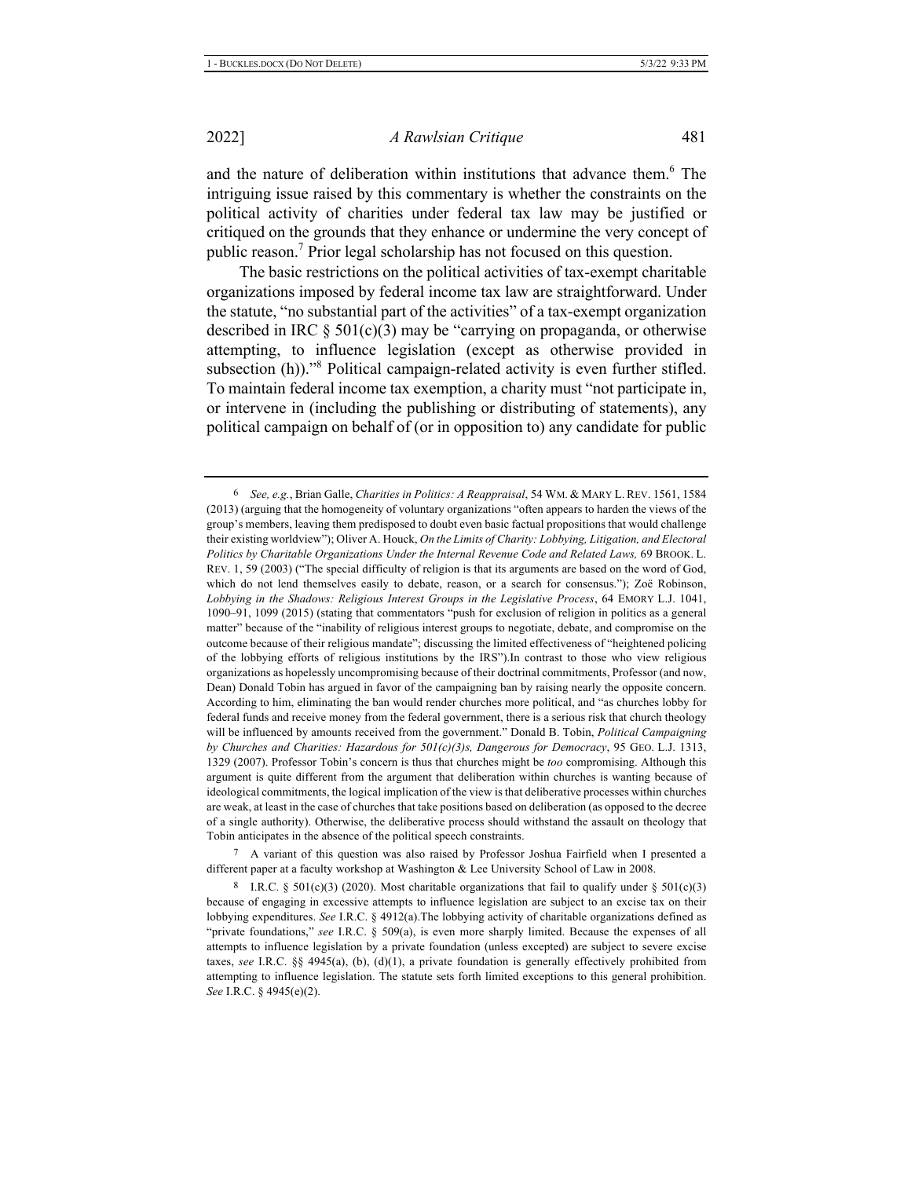and the nature of deliberation within institutions that advance them.[6] The intriguing issue raised by this commentary is whether the constraints on the political activity of charities under federal tax law may be justified or critiqued on the grounds that they enhance or undermine the very concept of public reason.[7] Prior legal scholarship has not focused on this question.

The basic restrictions on the political activities of tax-exempt charitable organizations imposed by federal income tax law are straightforward. Under the statute, "no substantial part of the activities" of a tax-exempt organization described in IRC § 501(c)(3) may be "carrying on propaganda, or otherwise attempting, to influence legislation (except as otherwise provided in subsection (h))."[8] Political campaign-related activity is even further stifled. To maintain federal income tax exemption, a charity must "not participate in, or intervene in (including the publishing or distributing of statements), any political campaign on behalf of (or in opposition to) any candidate for public

---

6 *See, e.g.*, Brian Galle, *Charities in Politics: A Reappraisal*, 54 WM. & MARY L. REV. 1561, 1584 (2013) (arguing that the homogeneity of voluntary organizations "often appears to harden the views of the group's members, leaving them predisposed to doubt even basic factual propositions that would challenge their existing worldview"); Oliver A. Houck, *On the Limits of Charity: Lobbying, Litigation, and Electoral Politics by Charitable Organizations Under the Internal Revenue Code and Related Laws,* 69 BROOK. L. REV. 1, 59 (2003) ("The special difficulty of religion is that its arguments are based on the word of God, which do not lend themselves easily to debate, reason, or a search for consensus."); Zoë Robinson, *Lobbying in the Shadows: Religious Interest Groups in the Legislative Process*, 64 EMORY L.J. 1041, 1090–91, 1099 (2015) (stating that commentators "push for exclusion of religion in politics as a general matter" because of the "inability of religious interest groups to negotiate, debate, and compromise on the outcome because of their religious mandate"; discussing the limited effectiveness of "heightened policing of the lobbying efforts of religious institutions by the IRS").In contrast to those who view religious organizations as hopelessly uncompromising because of their doctrinal commitments, Professor (and now, Dean) Donald Tobin has argued in favor of the campaigning ban by raising nearly the opposite concern. According to him, eliminating the ban would render churches more political, and "as churches lobby for federal funds and receive money from the federal government, there is a serious risk that church theology will be influenced by amounts received from the government." Donald B. Tobin, *Political Campaigning by Churches and Charities: Hazardous for 501(c)(3)s, Dangerous for Democracy*, 95 GEO. L.J. 1313, 1329 (2007). Professor Tobin's concern is thus that churches might be *too* compromising. Although this argument is quite different from the argument that deliberation within churches is wanting because of ideological commitments, the logical implication of the view is that deliberative processes within churches are weak, at least in the case of churches that take positions based on deliberation (as opposed to the decree of a single authority). Otherwise, the deliberative process should withstand the assault on theology that Tobin anticipates in the absence of the political speech constraints.

7 A variant of this question was also raised by Professor Joshua Fairfield when I presented a different paper at a faculty workshop at Washington & Lee University School of Law in 2008.

8 I.R.C. § 501(c)(3) (2020). Most charitable organizations that fail to qualify under § 501(c)(3) because of engaging in excessive attempts to influence legislation are subject to an excise tax on their lobbying expenditures. *See* I.R.C. § 4912(a).The lobbying activity of charitable organizations defined as "private foundations," *see* I.R.C. § 509(a), is even more sharply limited. Because the expenses of all attempts to influence legislation by a private foundation (unless excepted) are subject to severe excise taxes, *see* I.R.C. §§ 4945(a), (b), (d)(1), a private foundation is generally effectively prohibited from attempting to influence legislation. The statute sets forth limited exceptions to this general prohibition. *See* I.R.C. § 4945(e)(2).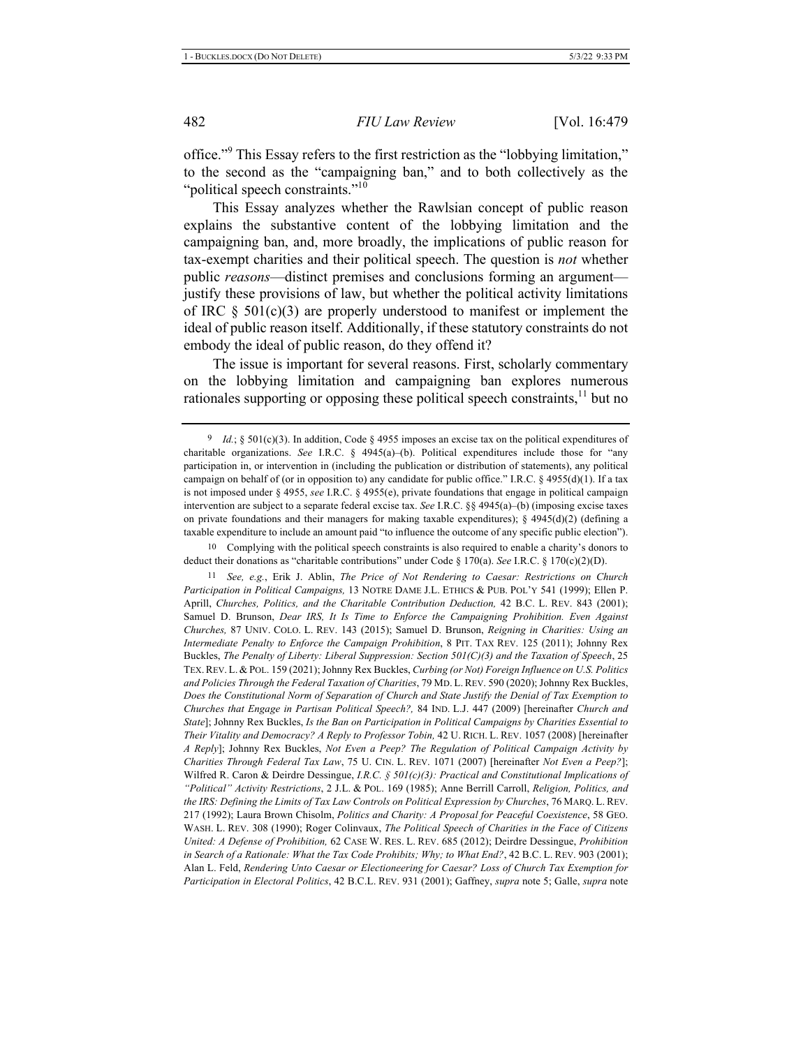office."[9] This Essay refers to the first restriction as the "lobbying limitation," to the second as the "campaigning ban," and to both collectively as the "political speech constraints."[10]

This Essay analyzes whether the Rawlsian concept of public reason explains the substantive content of the lobbying limitation and the campaigning ban, and, more broadly, the implications of public reason for tax-exempt charities and their political speech. The question is *not* whether public *reasons*—distinct premises and conclusions forming an argument—justify these provisions of law, but whether the political activity limitations of IRC § 501(c)(3) are properly understood to manifest or implement the ideal of public reason itself. Additionally, if these statutory constraints do not embody the ideal of public reason, do they offend it?

The issue is important for several reasons. First, scholarly commentary on the lobbying limitation and campaigning ban explores numerous rationales supporting or opposing these political speech constraints,[11] but no

---

[9] *Id.*; § 501(c)(3). In addition, Code § 4955 imposes an excise tax on the political expenditures of charitable organizations. *See* I.R.C. § 4945(a)–(b). Political expenditures include those for "any participation in, or intervention in (including the publication or distribution of statements), any political campaign on behalf of (or in opposition to) any candidate for public office." I.R.C. § 4955(d)(1). If a tax is not imposed under § 4955, *see* I.R.C. § 4955(e), private foundations that engage in political campaign intervention are subject to a separate federal excise tax. *See* I.R.C. §§ 4945(a)–(b) (imposing excise taxes on private foundations and their managers for making taxable expenditures); § 4945(d)(2) (defining a taxable expenditure to include an amount paid "to influence the outcome of any specific public election").

[10] Complying with the political speech constraints is also required to enable a charity's donors to deduct their donations as "charitable contributions" under Code § 170(a). *See* I.R.C. § 170(c)(2)(D).

[11] *See, e.g.*, Erik J. Ablin, *The Price of Not Rendering to Caesar: Restrictions on Church Participation in Political Campaigns,* 13 NOTRE DAME J.L. ETHICS & PUB. POL'Y 541 (1999); Ellen P. Aprill, *Churches, Politics, and the Charitable Contribution Deduction,* 42 B.C. L. REV. 843 (2001); Samuel D. Brunson, *Dear IRS, It Is Time to Enforce the Campaigning Prohibition. Even Against Churches,* 87 UNIV. COLO. L. REV. 143 (2015); Samuel D. Brunson, *Reigning in Charities: Using an Intermediate Penalty to Enforce the Campaign Prohibition*, 8 PIT. TAX REV. 125 (2011); Johnny Rex Buckles, *The Penalty of Liberty: Liberal Suppression: Section 501(C)(3) and the Taxation of Speech*, 25 TEX. REV. L. & POL. 159 (2021); Johnny Rex Buckles, *Curbing (or Not) Foreign Influence on U.S. Politics and Policies Through the Federal Taxation of Charities*, 79 MD. L. REV. 590 (2020); Johnny Rex Buckles, *Does the Constitutional Norm of Separation of Church and State Justify the Denial of Tax Exemption to Churches that Engage in Partisan Political Speech?,* 84 IND. L.J. 447 (2009) [hereinafter *Church and State*]; Johnny Rex Buckles, *Is the Ban on Participation in Political Campaigns by Charities Essential to Their Vitality and Democracy? A Reply to Professor Tobin,* 42 U. RICH. L. REV. 1057 (2008) [hereinafter *A Reply*]; Johnny Rex Buckles, *Not Even a Peep? The Regulation of Political Campaign Activity by Charities Through Federal Tax Law*, 75 U. CIN. L. REV. 1071 (2007) [hereinafter *Not Even a Peep?*]; Wilfred R. Caron & Deirdre Dessingue, *I.R.C. § 501(c)(3): Practical and Constitutional Implications of "Political" Activity Restrictions*, 2 J.L. & POL. 169 (1985); Anne Berrill Carroll, *Religion, Politics, and the IRS: Defining the Limits of Tax Law Controls on Political Expression by Churches*, 76 MARQ. L. REV. 217 (1992); Laura Brown Chisolm, *Politics and Charity: A Proposal for Peaceful Coexistence*, 58 GEO. WASH. L. REV. 308 (1990); Roger Colinvaux, *The Political Speech of Charities in the Face of Citizens United: A Defense of Prohibition,* 62 CASE W. RES. L. REV. 685 (2012); Deirdre Dessingue, *Prohibition in Search of a Rationale: What the Tax Code Prohibits; Why; to What End?*, 42 B.C. L. REV. 903 (2001); Alan L. Feld, *Rendering Unto Caesar or Electioneering for Caesar? Loss of Church Tax Exemption for Participation in Electoral Politics*, 42 B.C.L. REV. 931 (2001); Gaffney, *supra* note 5; Galle, *supra* note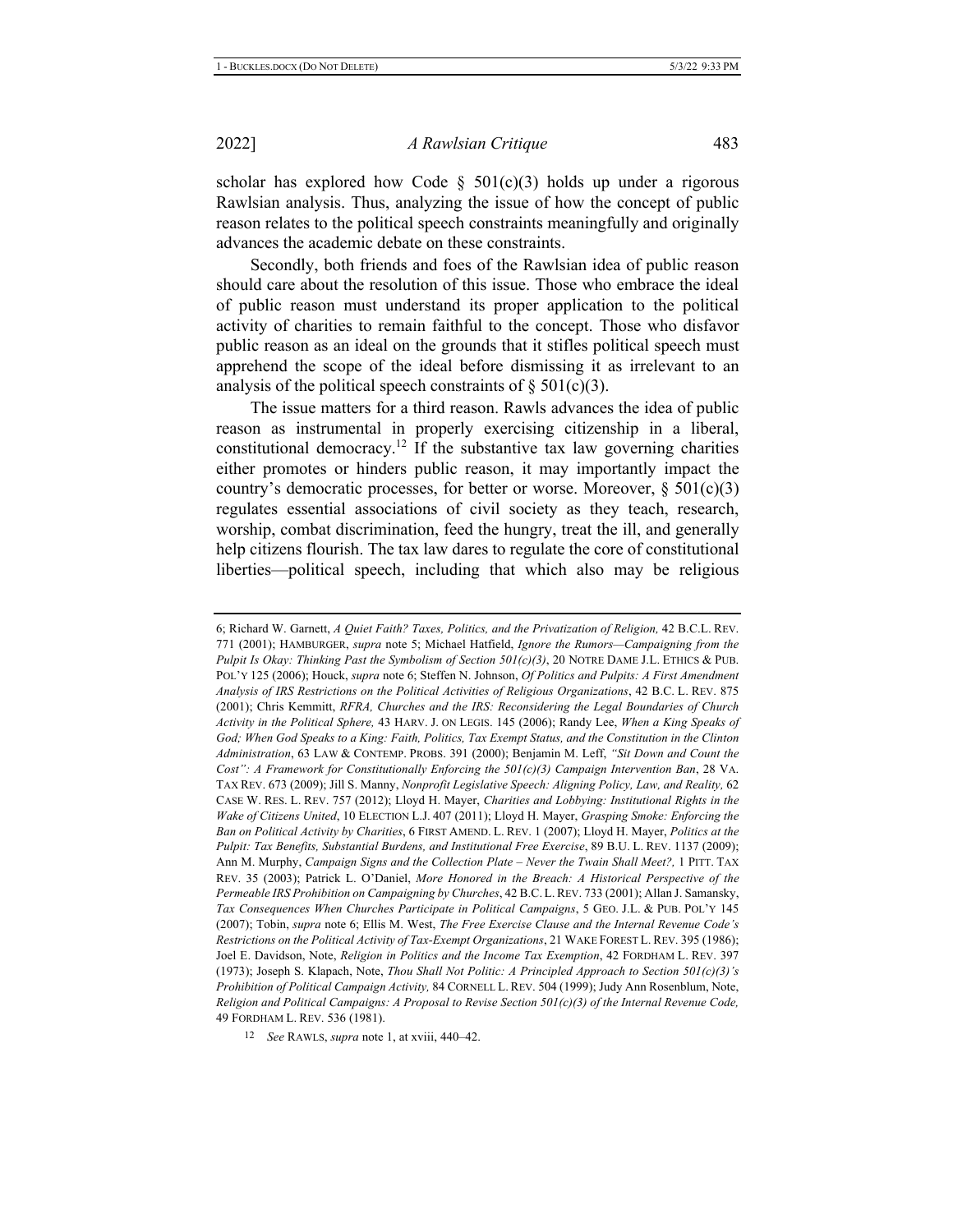scholar has explored how Code § 501(c)(3) holds up under a rigorous Rawlsian analysis. Thus, analyzing the issue of how the concept of public reason relates to the political speech constraints meaningfully and originally advances the academic debate on these constraints.

Secondly, both friends and foes of the Rawlsian idea of public reason should care about the resolution of this issue. Those who embrace the ideal of public reason must understand its proper application to the political activity of charities to remain faithful to the concept. Those who disfavor public reason as an ideal on the grounds that it stifles political speech must apprehend the scope of the ideal before dismissing it as irrelevant to an analysis of the political speech constraints of § 501(c)(3).

The issue matters for a third reason. Rawls advances the idea of public reason as instrumental in properly exercising citizenship in a liberal, constitutional democracy.[12] If the substantive tax law governing charities either promotes or hinders public reason, it may importantly impact the country's democratic processes, for better or worse. Moreover, § 501(c)(3) regulates essential associations of civil society as they teach, research, worship, combat discrimination, feed the hungry, treat the ill, and generally help citizens flourish. The tax law dares to regulate the core of constitutional liberties—political speech, including that which also may be religious

---

6; Richard W. Garnett, *A Quiet Faith? Taxes, Politics, and the Privatization of Religion,* 42 B.C.L. REV. 771 (2001); HAMBURGER, *supra* note 5; Michael Hatfield, *Ignore the Rumors—Campaigning from the Pulpit Is Okay: Thinking Past the Symbolism of Section 501(c)(3)*, 20 NOTRE DAME J.L. ETHICS & PUB. POL'Y 125 (2006); Houck, *supra* note 6; Steffen N. Johnson, *Of Politics and Pulpits: A First Amendment Analysis of IRS Restrictions on the Political Activities of Religious Organizations*, 42 B.C. L. REV. 875 (2001); Chris Kemmitt, *RFRA, Churches and the IRS: Reconsidering the Legal Boundaries of Church Activity in the Political Sphere,* 43 HARV. J. ON LEGIS. 145 (2006); Randy Lee, *When a King Speaks of God; When God Speaks to a King: Faith, Politics, Tax Exempt Status, and the Constitution in the Clinton Administration*, 63 LAW & CONTEMP. PROBS. 391 (2000); Benjamin M. Leff, *"Sit Down and Count the Cost": A Framework for Constitutionally Enforcing the 501(c)(3) Campaign Intervention Ban*, 28 VA. TAX REV. 673 (2009); Jill S. Manny, *Nonprofit Legislative Speech: Aligning Policy, Law, and Reality,* 62 CASE W. RES. L. REV. 757 (2012); Lloyd H. Mayer, *Charities and Lobbying: Institutional Rights in the Wake of Citizens United*, 10 ELECTION L.J. 407 (2011); Lloyd H. Mayer, *Grasping Smoke: Enforcing the Ban on Political Activity by Charities*, 6 FIRST AMEND. L. REV. 1 (2007); Lloyd H. Mayer, *Politics at the Pulpit: Tax Benefits, Substantial Burdens, and Institutional Free Exercise*, 89 B.U. L. REV. 1137 (2009); Ann M. Murphy, *Campaign Signs and the Collection Plate – Never the Twain Shall Meet?,* 1 PITT. TAX REV. 35 (2003); Patrick L. O'Daniel, *More Honored in the Breach: A Historical Perspective of the Permeable IRS Prohibition on Campaigning by Churches*, 42 B.C. L. REV. 733 (2001); Allan J. Samansky, *Tax Consequences When Churches Participate in Political Campaigns*, 5 GEO. J.L. & PUB. POL'Y 145 (2007); Tobin, *supra* note 6; Ellis M. West, *The Free Exercise Clause and the Internal Revenue Code's Restrictions on the Political Activity of Tax-Exempt Organizations*, 21 WAKE FOREST L. REV. 395 (1986); Joel E. Davidson, Note, *Religion in Politics and the Income Tax Exemption*, 42 FORDHAM L. REV. 397 (1973); Joseph S. Klapach, Note, *Thou Shall Not Politic: A Principled Approach to Section 501(c)(3)'s Prohibition of Political Campaign Activity,* 84 CORNELL L. REV. 504 (1999); Judy Ann Rosenblum, Note, *Religion and Political Campaigns: A Proposal to Revise Section 501(c)(3) of the Internal Revenue Code,* 49 FORDHAM L. REV. 536 (1981).

[12] *See* RAWLS, *supra* note 1, at xviii, 440–42.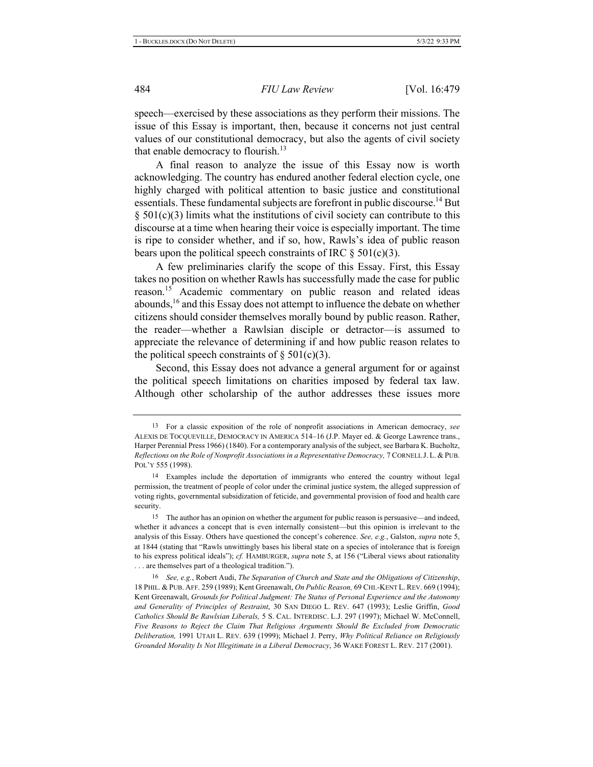speech—exercised by these associations as they perform their missions. The issue of this Essay is important, then, because it concerns not just central values of our constitutional democracy, but also the agents of civil society that enable democracy to flourish.[13]

A final reason to analyze the issue of this Essay now is worth acknowledging. The country has endured another federal election cycle, one highly charged with political attention to basic justice and constitutional essentials. These fundamental subjects are forefront in public discourse.[14] But § 501(c)(3) limits what the institutions of civil society can contribute to this discourse at a time when hearing their voice is especially important. The time is ripe to consider whether, and if so, how, Rawls's idea of public reason bears upon the political speech constraints of IRC § 501(c)(3).

A few preliminaries clarify the scope of this Essay. First, this Essay takes no position on whether Rawls has successfully made the case for public reason.[15] Academic commentary on public reason and related ideas abounds,[16] and this Essay does not attempt to influence the debate on whether citizens should consider themselves morally bound by public reason. Rather, the reader—whether a Rawlsian disciple or detractor—is assumed to appreciate the relevance of determining if and how public reason relates to the political speech constraints of § 501(c)(3).

Second, this Essay does not advance a general argument for or against the political speech limitations on charities imposed by federal tax law. Although other scholarship of the author addresses these issues more

---

13 For a classic exposition of the role of nonprofit associations in American democracy, *see* ALEXIS DE TOCQUEVILLE, DEMOCRACY IN AMERICA 514–16 (J.P. Mayer ed. & George Lawrence trans., Harper Perennial Press 1966) (1840). For a contemporary analysis of the subject, see Barbara K. Bucholtz, *Reflections on the Role of Nonprofit Associations in a Representative Democracy,* 7 CORNELL J. L. & PUB. POL'Y 555 (1998).

14 Examples include the deportation of immigrants who entered the country without legal permission, the treatment of people of color under the criminal justice system, the alleged suppression of voting rights, governmental subsidization of feticide, and governmental provision of food and health care security.

15 The author has an opinion on whether the argument for public reason is persuasive—and indeed, whether it advances a concept that is even internally consistent—but this opinion is irrelevant to the analysis of this Essay. Others have questioned the concept's coherence. *See, e.g.*, Galston, *supra* note 5, at 1844 (stating that "Rawls unwittingly bases his liberal state on a species of intolerance that is foreign to his express political ideals"); *cf.* HAMBURGER, *supra* note 5, at 156 ("Liberal views about rationality . . . are themselves part of a theological tradition.").

16 *See, e.g.*, Robert Audi, *The Separation of Church and State and the Obligations of Citizenship*, 18 PHIL. & PUB. AFF. 259 (1989); Kent Greenawalt, *On Public Reason,* 69 CHI.-KENT L. REV. 669 (1994); Kent Greenawalt, *Grounds for Political Judgment: The Status of Personal Experience and the Autonomy and Generality of Principles of Restraint*, 30 SAN DIEGO L. REV. 647 (1993); Leslie Griffin, *Good Catholics Should Be Rawlsian Liberals,* 5 S. CAL. INTERDISC. L.J. 297 (1997); Michael W. McConnell, *Five Reasons to Reject the Claim That Religious Arguments Should Be Excluded from Democratic Deliberation,* 1991 UTAH L. REV. 639 (1999); Michael J. Perry, *Why Political Reliance on Religiously Grounded Morality Is Not Illegitimate in a Liberal Democracy*, 36 WAKE FOREST L. REV. 217 (2001).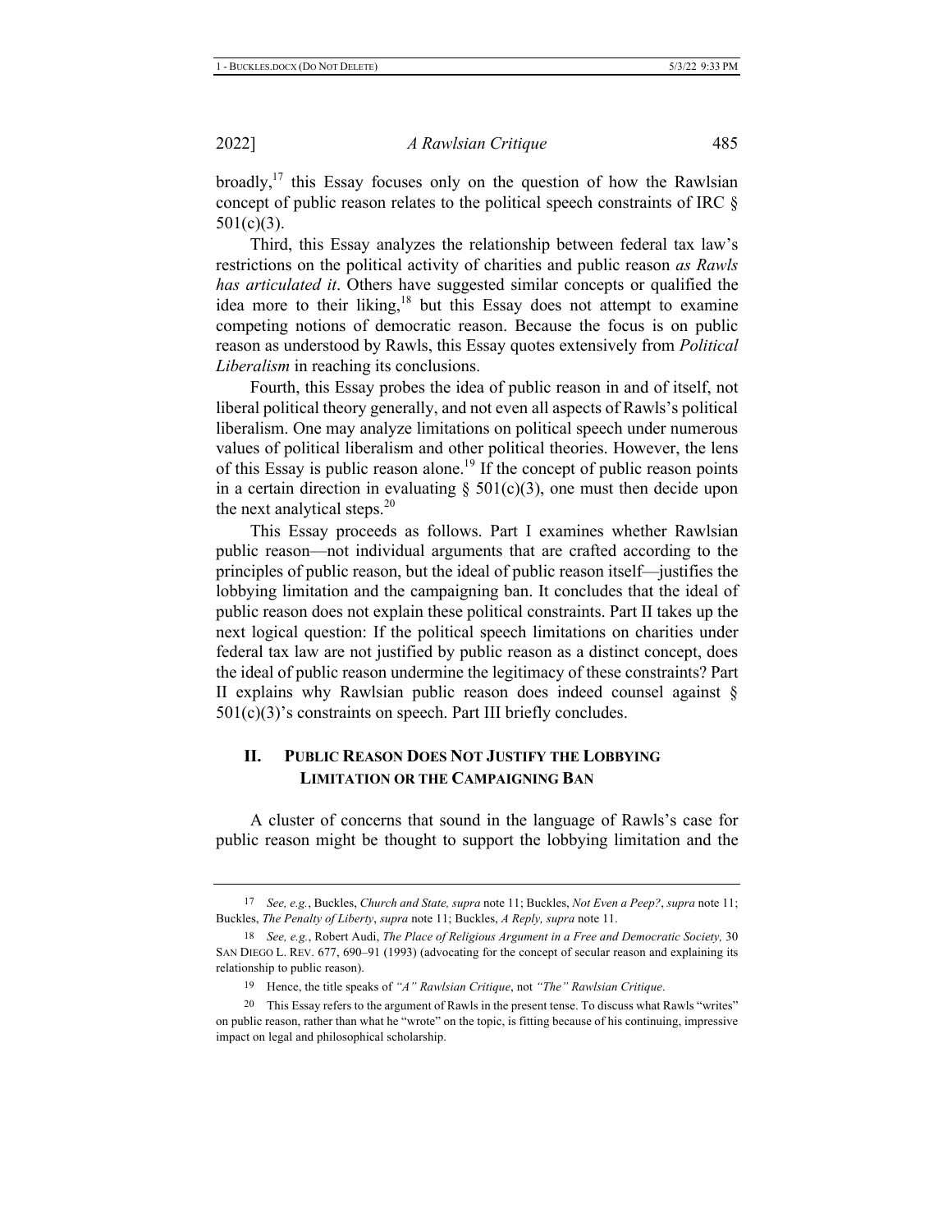broadly,[17] this Essay focuses only on the question of how the Rawlsian concept of public reason relates to the political speech constraints of IRC § 501(c)(3).

Third, this Essay analyzes the relationship between federal tax law's restrictions on the political activity of charities and public reason *as Rawls has articulated it*. Others have suggested similar concepts or qualified the idea more to their liking,[18] but this Essay does not attempt to examine competing notions of democratic reason. Because the focus is on public reason as understood by Rawls, this Essay quotes extensively from *Political Liberalism* in reaching its conclusions.

Fourth, this Essay probes the idea of public reason in and of itself, not liberal political theory generally, and not even all aspects of Rawls's political liberalism. One may analyze limitations on political speech under numerous values of political liberalism and other political theories. However, the lens of this Essay is public reason alone.[19] If the concept of public reason points in a certain direction in evaluating § 501(c)(3), one must then decide upon the next analytical steps.[20]

This Essay proceeds as follows. Part I examines whether Rawlsian public reason—not individual arguments that are crafted according to the principles of public reason, but the ideal of public reason itself—justifies the lobbying limitation and the campaigning ban. It concludes that the ideal of public reason does not explain these political constraints. Part II takes up the next logical question: If the political speech limitations on charities under federal tax law are not justified by public reason as a distinct concept, does the ideal of public reason undermine the legitimacy of these constraints? Part II explains why Rawlsian public reason does indeed counsel against § 501(c)(3)'s constraints on speech. Part III briefly concludes.

## II. Public Reason Does Not Justify the Lobbying Limitation or the Campaigning Ban

A cluster of concerns that sound in the language of Rawls's case for public reason might be thought to support the lobbying limitation and the

---

17 *See, e.g.*, Buckles, *Church and State*, *supra* note 11; Buckles, *Not Even a Peep?*, *supra* note 11; Buckles, *The Penalty of Liberty*, *supra* note 11; Buckles, *A Reply*, *supra* note 11.

18 *See, e.g.*, Robert Audi, *The Place of Religious Argument in a Free and Democratic Society,* 30 SAN DIEGO L. REV. 677, 690–91 (1993) (advocating for the concept of secular reason and explaining its relationship to public reason).

19 Hence, the title speaks of *"A" Rawlsian Critique*, not *"The" Rawlsian Critique*.

20 This Essay refers to the argument of Rawls in the present tense. To discuss what Rawls "writes" on public reason, rather than what he "wrote" on the topic, is fitting because of his continuing, impressive impact on legal and philosophical scholarship.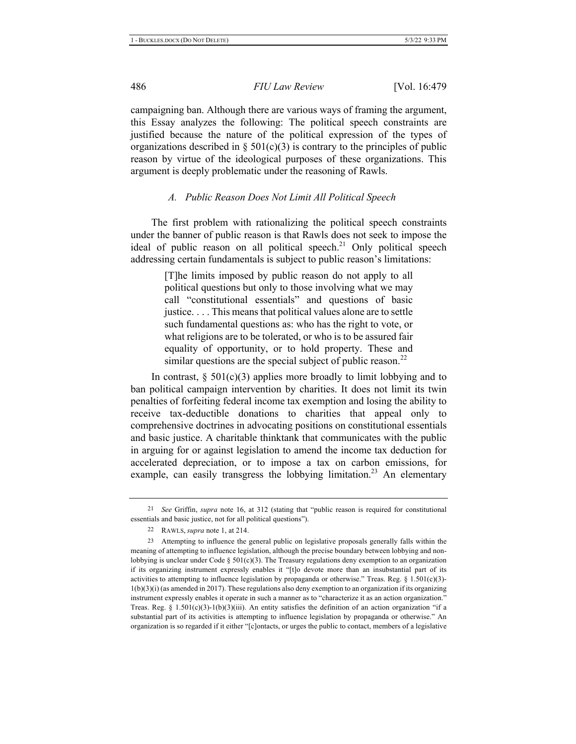campaigning ban. Although there are various ways of framing the argument, this Essay analyzes the following: The political speech constraints are justified because the nature of the political expression of the types of organizations described in § 501(c)(3) is contrary to the principles of public reason by virtue of the ideological purposes of these organizations. This argument is deeply problematic under the reasoning of Rawls.

### *A. Public Reason Does Not Limit All Political Speech*

The first problem with rationalizing the political speech constraints under the banner of public reason is that Rawls does not seek to impose the ideal of public reason on all political speech.[21] Only political speech addressing certain fundamentals is subject to public reason's limitations:

> [T]he limits imposed by public reason do not apply to all political questions but only to those involving what we may call "constitutional essentials" and questions of basic justice. . . . This means that political values alone are to settle such fundamental questions as: who has the right to vote, or what religions are to be tolerated, or who is to be assured fair equality of opportunity, or to hold property. These and similar questions are the special subject of public reason.[22]

In contrast, § 501(c)(3) applies more broadly to limit lobbying and to ban political campaign intervention by charities. It does not limit its twin penalties of forfeiting federal income tax exemption and losing the ability to receive tax-deductible donations to charities that appeal only to comprehensive doctrines in advocating positions on constitutional essentials and basic justice. A charitable thinktank that communicates with the public in arguing for or against legislation to amend the income tax deduction for accelerated depreciation, or to impose a tax on carbon emissions, for example, can easily transgress the lobbying limitation.[23] An elementary

---

21 *See* Griffin, *supra* note 16, at 312 (stating that "public reason is required for constitutional essentials and basic justice, not for all political questions").

22 RAWLS, *supra* note 1, at 214.

23 Attempting to influence the general public on legislative proposals generally falls within the meaning of attempting to influence legislation, although the precise boundary between lobbying and non-lobbying is unclear under Code § 501(c)(3). The Treasury regulations deny exemption to an organization if its organizing instrument expressly enables it "[t]o devote more than an insubstantial part of its activities to attempting to influence legislation by propaganda or otherwise." Treas. Reg. § 1.501(c)(3)-1(b)(3)(i) (as amended in 2017). These regulations also deny exemption to an organization if its organizing instrument expressly enables it operate in such a manner as to "characterize it as an action organization." Treas. Reg. § 1.501(c)(3)-1(b)(3)(iii). An entity satisfies the definition of an action organization "if a substantial part of its activities is attempting to influence legislation by propaganda or otherwise." An organization is so regarded if it either "[c]ontacts, or urges the public to contact, members of a legislative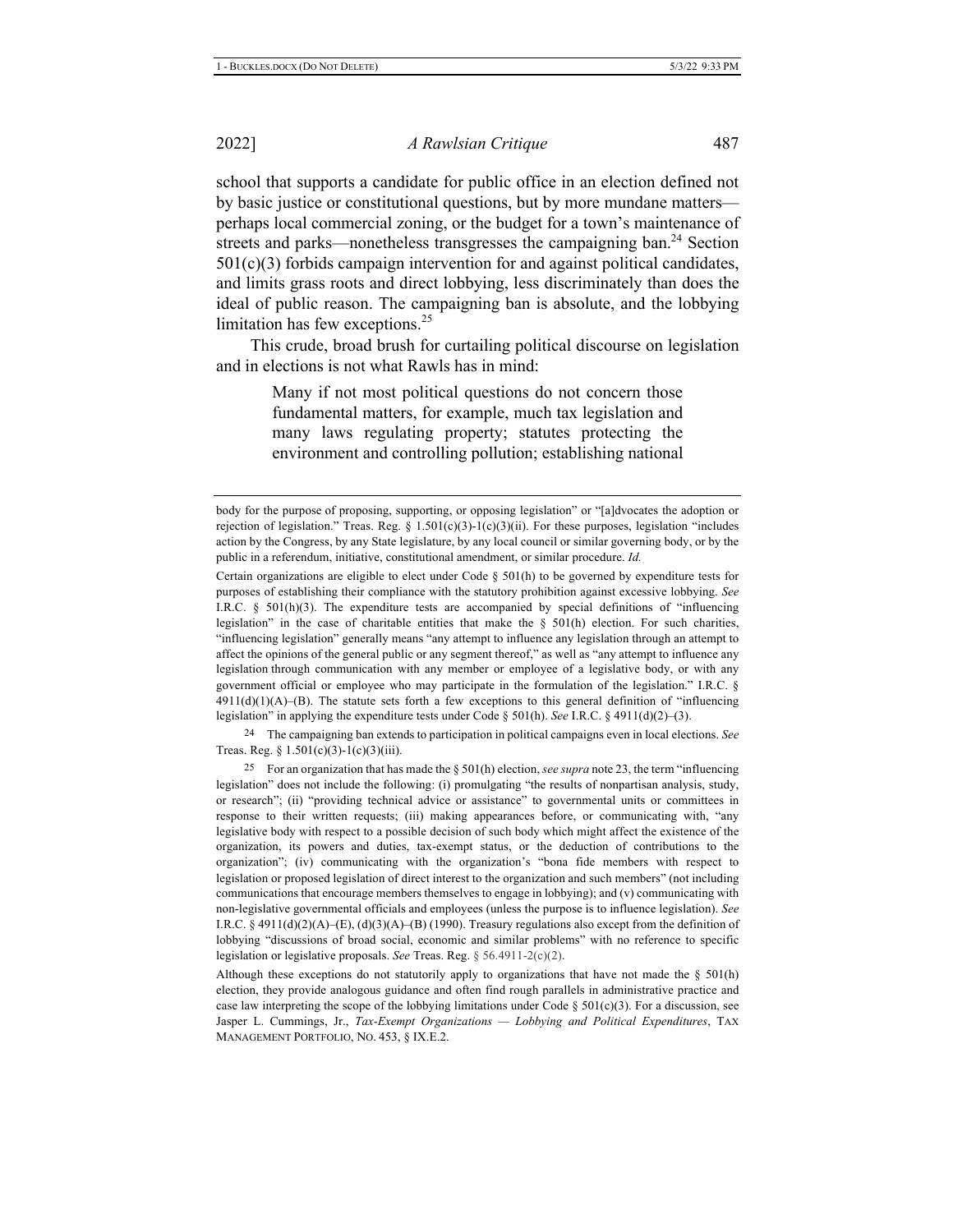school that supports a candidate for public office in an election defined not by basic justice or constitutional questions, but by more mundane matters—perhaps local commercial zoning, or the budget for a town's maintenance of streets and parks—nonetheless transgresses the campaigning ban.[24] Section 501(c)(3) forbids campaign intervention for and against political candidates, and limits grass roots and direct lobbying, less discriminately than does the ideal of public reason. The campaigning ban is absolute, and the lobbying limitation has few exceptions.[25]

This crude, broad brush for curtailing political discourse on legislation and in elections is not what Rawls has in mind:

> Many if not most political questions do not concern those fundamental matters, for example, much tax legislation and many laws regulating property; statutes protecting the environment and controlling pollution; establishing national

---

body for the purpose of proposing, supporting, or opposing legislation" or "[a]dvocates the adoption or rejection of legislation." Treas. Reg. § 1.501(c)(3)-1(c)(3)(ii). For these purposes, legislation "includes action by the Congress, by any State legislature, by any local council or similar governing body, or by the public in a referendum, initiative, constitutional amendment, or similar procedure. *Id.*

Certain organizations are eligible to elect under Code § 501(h) to be governed by expenditure tests for purposes of establishing their compliance with the statutory prohibition against excessive lobbying. *See* I.R.C. § 501(h)(3). The expenditure tests are accompanied by special definitions of "influencing legislation" in the case of charitable entities that make the § 501(h) election. For such charities, "influencing legislation" generally means "any attempt to influence any legislation through an attempt to affect the opinions of the general public or any segment thereof," as well as "any attempt to influence any legislation through communication with any member or employee of a legislative body, or with any government official or employee who may participate in the formulation of the legislation." I.R.C. § 4911(d)(1)(A)–(B). The statute sets forth a few exceptions to this general definition of "influencing legislation" in applying the expenditure tests under Code § 501(h). *See* I.R.C. § 4911(d)(2)–(3).

[24] The campaigning ban extends to participation in political campaigns even in local elections. *See* Treas. Reg. § 1.501(c)(3)-1(c)(3)(iii).

[25] For an organization that has made the § 501(h) election, *see supra* note 23, the term "influencing legislation" does not include the following: (i) promulgating "the results of nonpartisan analysis, study, or research"; (ii) "providing technical advice or assistance" to governmental units or committees in response to their written requests; (iii) making appearances before, or communicating with, "any legislative body with respect to a possible decision of such body which might affect the existence of the organization, its powers and duties, tax-exempt status, or the deduction of contributions to the organization"; (iv) communicating with the organization's "bona fide members with respect to legislation or proposed legislation of direct interest to the organization and such members" (not including communications that encourage members themselves to engage in lobbying); and (v) communicating with non-legislative governmental officials and employees (unless the purpose is to influence legislation). *See* I.R.C. § 4911(d)(2)(A)–(E), (d)(3)(A)–(B) (1990). Treasury regulations also except from the definition of lobbying "discussions of broad social, economic and similar problems" with no reference to specific legislation or legislative proposals. *See* Treas. Reg. § 56.4911-2(c)(2).

Although these exceptions do not statutorily apply to organizations that have not made the § 501(h) election, they provide analogous guidance and often find rough parallels in administrative practice and case law interpreting the scope of the lobbying limitations under Code § 501(c)(3). For a discussion, see Jasper L. Cummings, Jr., *Tax-Exempt Organizations — Lobbying and Political Expenditures*, TAX MANAGEMENT PORTFOLIO, NO. 453, § IX.E.2.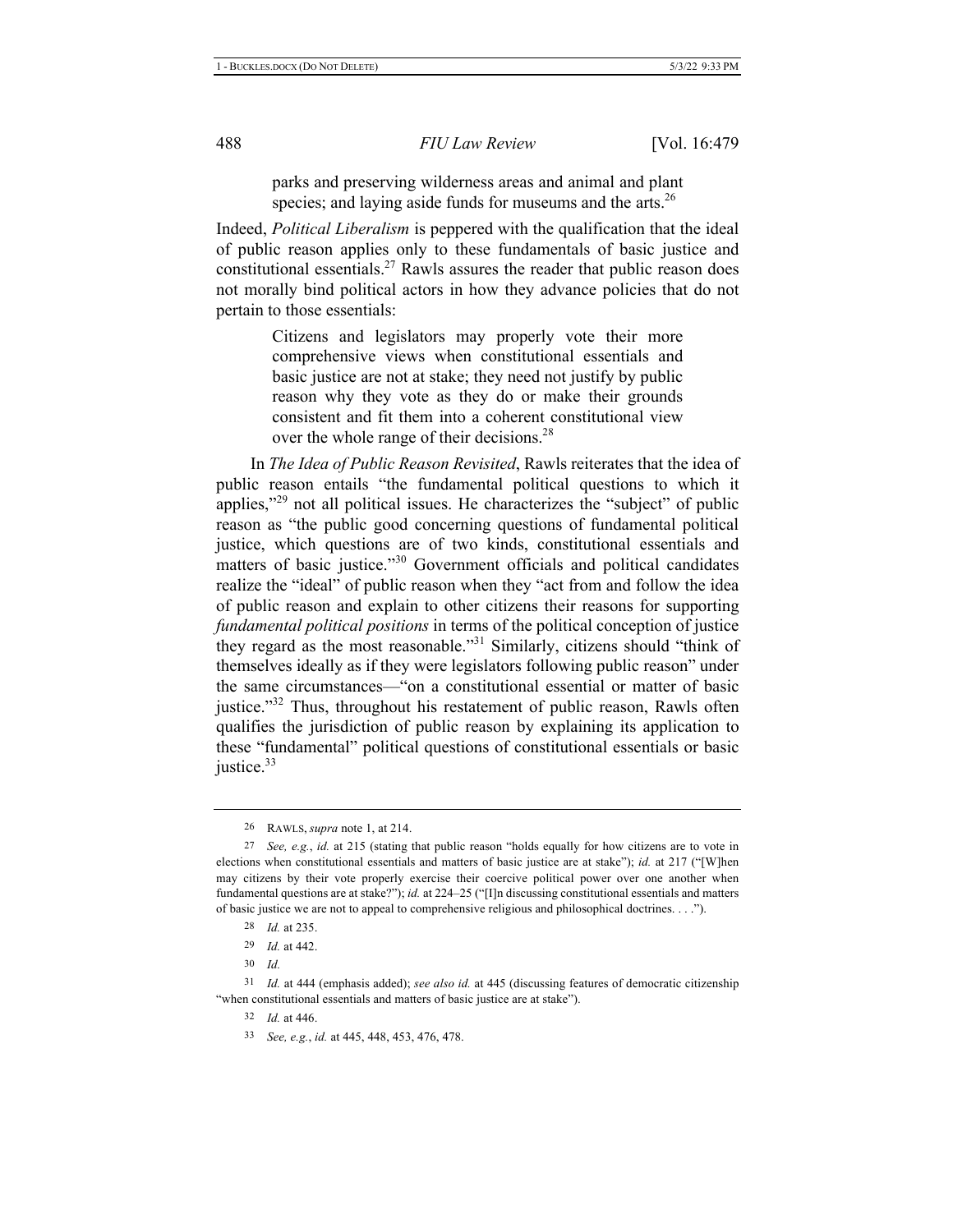> parks and preserving wilderness areas and animal and plant species; and laying aside funds for museums and the arts.[26]

Indeed, *Political Liberalism* is peppered with the qualification that the ideal of public reason applies only to these fundamentals of basic justice and constitutional essentials.[27] Rawls assures the reader that public reason does not morally bind political actors in how they advance policies that do not pertain to those essentials:

> Citizens and legislators may properly vote their more comprehensive views when constitutional essentials and basic justice are not at stake; they need not justify by public reason why they vote as they do or make their grounds consistent and fit them into a coherent constitutional view over the whole range of their decisions.[28]

In *The Idea of Public Reason Revisited*, Rawls reiterates that the idea of public reason entails "the fundamental political questions to which it applies,"[29] not all political issues. He characterizes the "subject" of public reason as "the public good concerning questions of fundamental political justice, which questions are of two kinds, constitutional essentials and matters of basic justice."[30] Government officials and political candidates realize the "ideal" of public reason when they "act from and follow the idea of public reason and explain to other citizens their reasons for supporting *fundamental political positions* in terms of the political conception of justice they regard as the most reasonable."[31] Similarly, citizens should "think of themselves ideally as if they were legislators following public reason" under the same circumstances—"on a constitutional essential or matter of basic justice."[32] Thus, throughout his restatement of public reason, Rawls often qualifies the jurisdiction of public reason by explaining its application to these "fundamental" political questions of constitutional essentials or basic justice.[33]

---

26 RAWLS, *supra* note 1, at 214.

27 *See, e.g.*, *id.* at 215 (stating that public reason "holds equally for how citizens are to vote in elections when constitutional essentials and matters of basic justice are at stake"); *id.* at 217 ("[W]hen may citizens by their vote properly exercise their coercive political power over one another when fundamental questions are at stake?"); *id.* at 224–25 ("[I]n discussing constitutional essentials and matters of basic justice we are not to appeal to comprehensive religious and philosophical doctrines. . . .").

28 *Id.* at 235.

29 *Id.* at 442.

30 *Id.*

31 *Id.* at 444 (emphasis added); *see also id.* at 445 (discussing features of democratic citizenship "when constitutional essentials and matters of basic justice are at stake").

32 *Id.* at 446.

33 *See, e.g.*, *id.* at 445, 448, 453, 476, 478.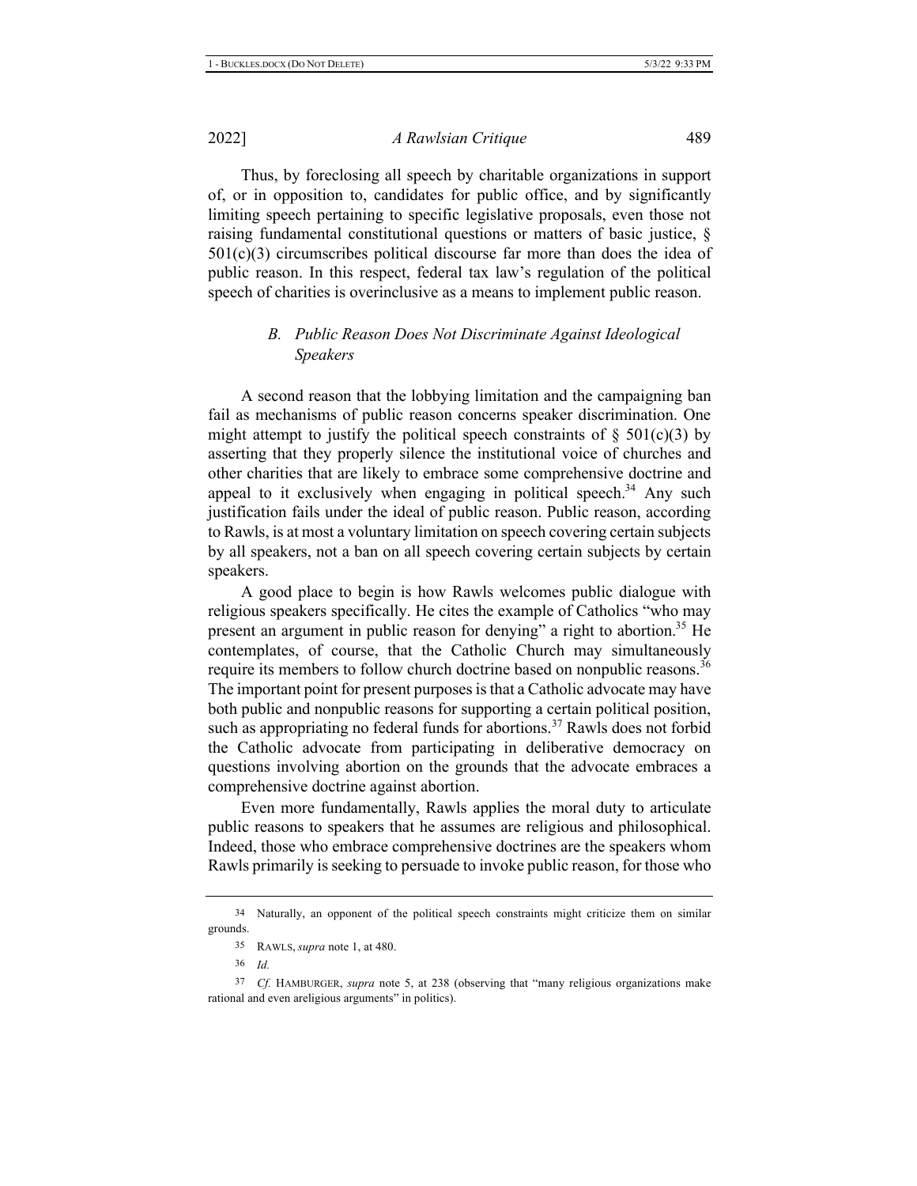Thus, by foreclosing all speech by charitable organizations in support of, or in opposition to, candidates for public office, and by significantly limiting speech pertaining to specific legislative proposals, even those not raising fundamental constitutional questions or matters of basic justice, § 501(c)(3) circumscribes political discourse far more than does the idea of public reason. In this respect, federal tax law's regulation of the political speech of charities is overinclusive as a means to implement public reason.

### *B. Public Reason Does Not Discriminate Against Ideological Speakers*

A second reason that the lobbying limitation and the campaigning ban fail as mechanisms of public reason concerns speaker discrimination. One might attempt to justify the political speech constraints of § 501(c)(3) by asserting that they properly silence the institutional voice of churches and other charities that are likely to embrace some comprehensive doctrine and appeal to it exclusively when engaging in political speech.[34] Any such justification fails under the ideal of public reason. Public reason, according to Rawls, is at most a voluntary limitation on speech covering certain subjects by all speakers, not a ban on all speech covering certain subjects by certain speakers.

A good place to begin is how Rawls welcomes public dialogue with religious speakers specifically. He cites the example of Catholics "who may present an argument in public reason for denying" a right to abortion.[35] He contemplates, of course, that the Catholic Church may simultaneously require its members to follow church doctrine based on nonpublic reasons.[36] The important point for present purposes is that a Catholic advocate may have both public and nonpublic reasons for supporting a certain political position, such as appropriating no federal funds for abortions.[37] Rawls does not forbid the Catholic advocate from participating in deliberative democracy on questions involving abortion on the grounds that the advocate embraces a comprehensive doctrine against abortion.

Even more fundamentally, Rawls applies the moral duty to articulate public reasons to speakers that he assumes are religious and philosophical. Indeed, those who embrace comprehensive doctrines are the speakers whom Rawls primarily is seeking to persuade to invoke public reason, for those who

---

34 Naturally, an opponent of the political speech constraints might criticize them on similar grounds.

35 RAWLS, *supra* note 1, at 480.

36 *Id.*

37 *Cf.* HAMBURGER, *supra* note 5, at 238 (observing that "many religious organizations make rational and even areligious arguments" in politics).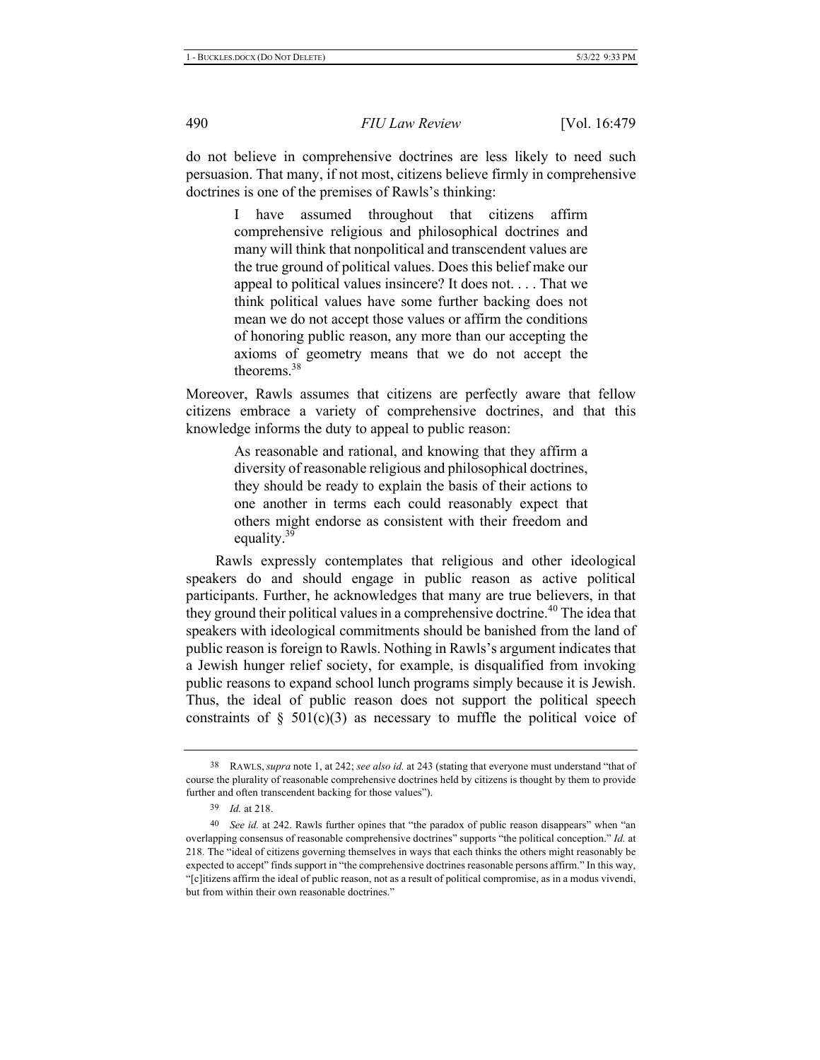do not believe in comprehensive doctrines are less likely to need such persuasion. That many, if not most, citizens believe firmly in comprehensive doctrines is one of the premises of Rawls's thinking:

> I have assumed throughout that citizens affirm comprehensive religious and philosophical doctrines and many will think that nonpolitical and transcendent values are the true ground of political values. Does this belief make our appeal to political values insincere? It does not. . . . That we think political values have some further backing does not mean we do not accept those values or affirm the conditions of honoring public reason, any more than our accepting the axioms of geometry means that we do not accept the theorems.[38]

Moreover, Rawls assumes that citizens are perfectly aware that fellow citizens embrace a variety of comprehensive doctrines, and that this knowledge informs the duty to appeal to public reason:

> As reasonable and rational, and knowing that they affirm a diversity of reasonable religious and philosophical doctrines, they should be ready to explain the basis of their actions to one another in terms each could reasonably expect that others might endorse as consistent with their freedom and equality.[39]

Rawls expressly contemplates that religious and other ideological speakers do and should engage in public reason as active political participants. Further, he acknowledges that many are true believers, in that they ground their political values in a comprehensive doctrine.[40] The idea that speakers with ideological commitments should be banished from the land of public reason is foreign to Rawls. Nothing in Rawls's argument indicates that a Jewish hunger relief society, for example, is disqualified from invoking public reasons to expand school lunch programs simply because it is Jewish. Thus, the ideal of public reason does not support the political speech constraints of § 501(c)(3) as necessary to muffle the political voice of

---

38 RAWLS, *supra* note 1, at 242; *see also id.* at 243 (stating that everyone must understand "that of course the plurality of reasonable comprehensive doctrines held by citizens is thought by them to provide further and often transcendent backing for those values").

39 *Id.* at 218.

40 *See id.* at 242. Rawls further opines that "the paradox of public reason disappears" when "an overlapping consensus of reasonable comprehensive doctrines" supports "the political conception." *Id.* at 218. The "ideal of citizens governing themselves in ways that each thinks the others might reasonably be expected to accept" finds support in "the comprehensive doctrines reasonable persons affirm." In this way, "[c]itizens affirm the ideal of public reason, not as a result of political compromise, as in a modus vivendi, but from within their own reasonable doctrines."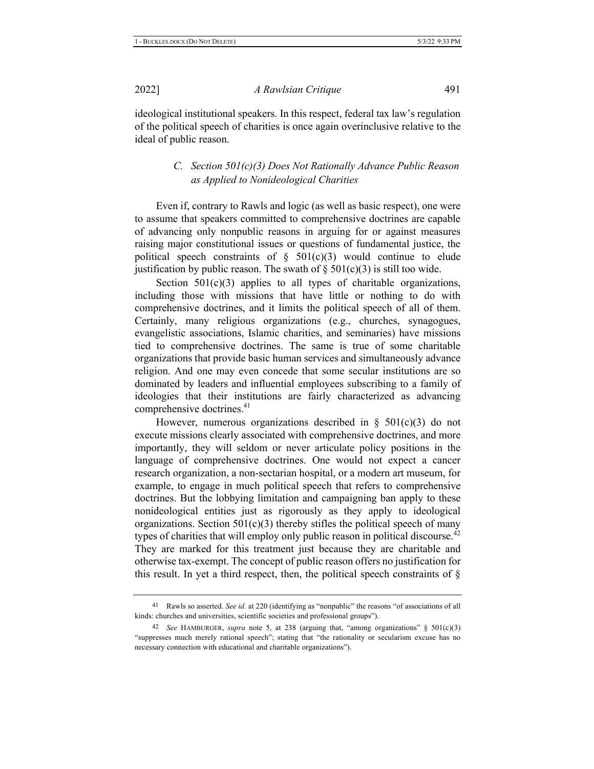ideological institutional speakers. In this respect, federal tax law's regulation of the political speech of charities is once again overinclusive relative to the ideal of public reason.

### *C. Section 501(c)(3) Does Not Rationally Advance Public Reason as Applied to Nonideological Charities*

Even if, contrary to Rawls and logic (as well as basic respect), one were to assume that speakers committed to comprehensive doctrines are capable of advancing only nonpublic reasons in arguing for or against measures raising major constitutional issues or questions of fundamental justice, the political speech constraints of § 501(c)(3) would continue to elude justification by public reason. The swath of § 501(c)(3) is still too wide.

Section 501(c)(3) applies to all types of charitable organizations, including those with missions that have little or nothing to do with comprehensive doctrines, and it limits the political speech of all of them. Certainly, many religious organizations (e.g., churches, synagogues, evangelistic associations, Islamic charities, and seminaries) have missions tied to comprehensive doctrines. The same is true of some charitable organizations that provide basic human services and simultaneously advance religion. And one may even concede that some secular institutions are so dominated by leaders and influential employees subscribing to a family of ideologies that their institutions are fairly characterized as advancing comprehensive doctrines.[41]

However, numerous organizations described in § 501(c)(3) do not execute missions clearly associated with comprehensive doctrines, and more importantly, they will seldom or never articulate policy positions in the language of comprehensive doctrines. One would not expect a cancer research organization, a non-sectarian hospital, or a modern art museum, for example, to engage in much political speech that refers to comprehensive doctrines. But the lobbying limitation and campaigning ban apply to these nonideological entities just as rigorously as they apply to ideological organizations. Section 501(c)(3) thereby stifles the political speech of many types of charities that will employ only public reason in political discourse.[42] They are marked for this treatment just because they are charitable and otherwise tax-exempt. The concept of public reason offers no justification for this result. In yet a third respect, then, the political speech constraints of §

---

[41] Rawls so asserted. *See id.* at 220 (identifying as "nonpublic" the reasons "of associations of all kinds: churches and universities, scientific societies and professional groups").

[42] *See* HAMBURGER, *supra* note 5, at 238 (arguing that, "among organizations" § 501(c)(3) "suppresses much merely rational speech"; stating that "the rationality or secularism excuse has no necessary connection with educational and charitable organizations").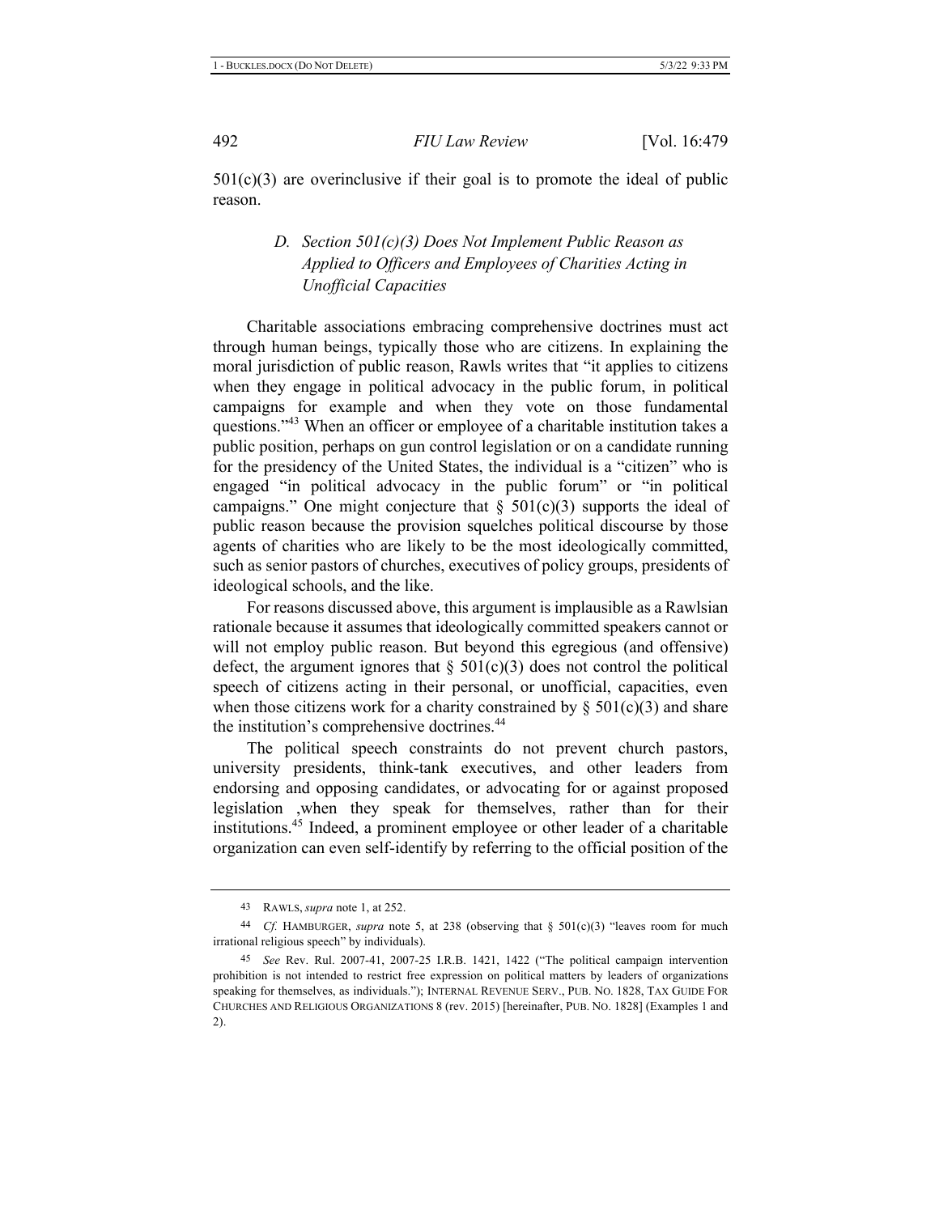501(c)(3) are overinclusive if their goal is to promote the ideal of public reason.

### D. *Section 501(c)(3) Does Not Implement Public Reason as Applied to Officers and Employees of Charities Acting in Unofficial Capacities*

Charitable associations embracing comprehensive doctrines must act through human beings, typically those who are citizens. In explaining the moral jurisdiction of public reason, Rawls writes that "it applies to citizens when they engage in political advocacy in the public forum, in political campaigns for example and when they vote on those fundamental questions."[43] When an officer or employee of a charitable institution takes a public position, perhaps on gun control legislation or on a candidate running for the presidency of the United States, the individual is a "citizen" who is engaged "in political advocacy in the public forum" or "in political campaigns." One might conjecture that § 501(c)(3) supports the ideal of public reason because the provision squelches political discourse by those agents of charities who are likely to be the most ideologically committed, such as senior pastors of churches, executives of policy groups, presidents of ideological schools, and the like.

For reasons discussed above, this argument is implausible as a Rawlsian rationale because it assumes that ideologically committed speakers cannot or will not employ public reason. But beyond this egregious (and offensive) defect, the argument ignores that § 501(c)(3) does not control the political speech of citizens acting in their personal, or unofficial, capacities, even when those citizens work for a charity constrained by § 501(c)(3) and share the institution's comprehensive doctrines.[44]

The political speech constraints do not prevent church pastors, university presidents, think-tank executives, and other leaders from endorsing and opposing candidates, or advocating for or against proposed legislation ,when they speak for themselves, rather than for their institutions.[45] Indeed, a prominent employee or other leader of a charitable organization can even self-identify by referring to the official position of the

---

43 RAWLS, *supra* note 1, at 252.

44 *Cf.* HAMBURGER, *supra* note 5, at 238 (observing that § 501(c)(3) "leaves room for much irrational religious speech" by individuals).

45 *See* Rev. Rul. 2007-41, 2007-25 I.R.B. 1421, 1422 ("The political campaign intervention prohibition is not intended to restrict free expression on political matters by leaders of organizations speaking for themselves, as individuals."); INTERNAL REVENUE SERV., PUB. NO. 1828, TAX GUIDE FOR CHURCHES AND RELIGIOUS ORGANIZATIONS 8 (rev. 2015) [hereinafter, PUB. NO. 1828] (Examples 1 and 2).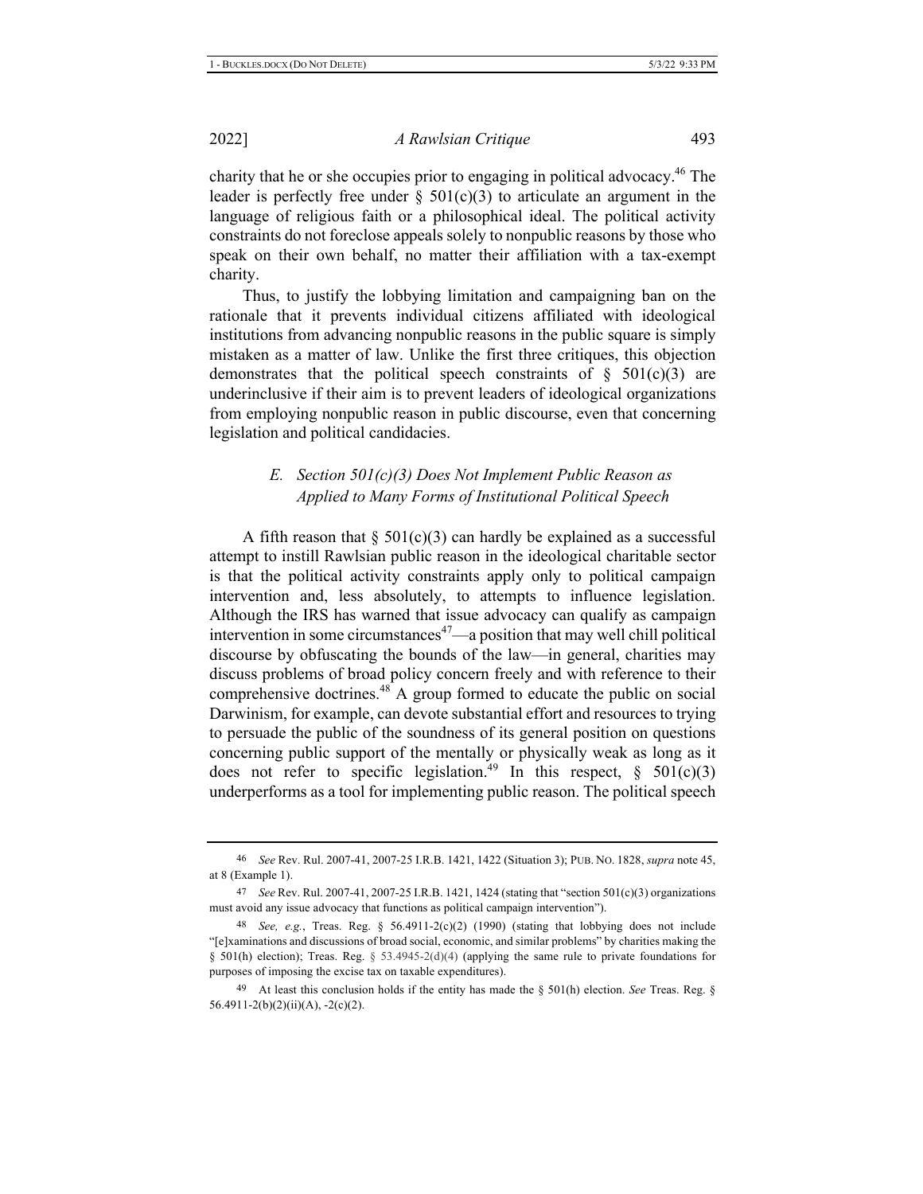charity that he or she occupies prior to engaging in political advocacy.[46] The leader is perfectly free under § 501(c)(3) to articulate an argument in the language of religious faith or a philosophical ideal. The political activity constraints do not foreclose appeals solely to nonpublic reasons by those who speak on their own behalf, no matter their affiliation with a tax-exempt charity.

Thus, to justify the lobbying limitation and campaigning ban on the rationale that it prevents individual citizens affiliated with ideological institutions from advancing nonpublic reasons in the public square is simply mistaken as a matter of law. Unlike the first three critiques, this objection demonstrates that the political speech constraints of § 501(c)(3) are underinclusive if their aim is to prevent leaders of ideological organizations from employing nonpublic reason in public discourse, even that concerning legislation and political candidacies.

### *E. Section 501(c)(3) Does Not Implement Public Reason as Applied to Many Forms of Institutional Political Speech*

A fifth reason that § 501(c)(3) can hardly be explained as a successful attempt to instill Rawlsian public reason in the ideological charitable sector is that the political activity constraints apply only to political campaign intervention and, less absolutely, to attempts to influence legislation. Although the IRS has warned that issue advocacy can qualify as campaign intervention in some circumstances[47]—a position that may well chill political discourse by obfuscating the bounds of the law—in general, charities may discuss problems of broad policy concern freely and with reference to their comprehensive doctrines.[48] A group formed to educate the public on social Darwinism, for example, can devote substantial effort and resources to trying to persuade the public of the soundness of its general position on questions concerning public support of the mentally or physically weak as long as it does not refer to specific legislation.[49] In this respect, § 501(c)(3) underperforms as a tool for implementing public reason. The political speech

---

46 *See* Rev. Rul. 2007-41, 2007-25 I.R.B. 1421, 1422 (Situation 3); PUB. NO. 1828, *supra* note 45, at 8 (Example 1).

47 *See* Rev. Rul. 2007-41, 2007-25 I.R.B. 1421, 1424 (stating that "section 501(c)(3) organizations must avoid any issue advocacy that functions as political campaign intervention").

48 *See, e.g.*, Treas. Reg. § 56.4911-2(c)(2) (1990) (stating that lobbying does not include "[e]xaminations and discussions of broad social, economic, and similar problems" by charities making the § 501(h) election); Treas. Reg. § 53.4945-2(d)(4) (applying the same rule to private foundations for purposes of imposing the excise tax on taxable expenditures).

49 At least this conclusion holds if the entity has made the § 501(h) election. *See* Treas. Reg. § 56.4911-2(b)(2)(ii)(A), -2(c)(2).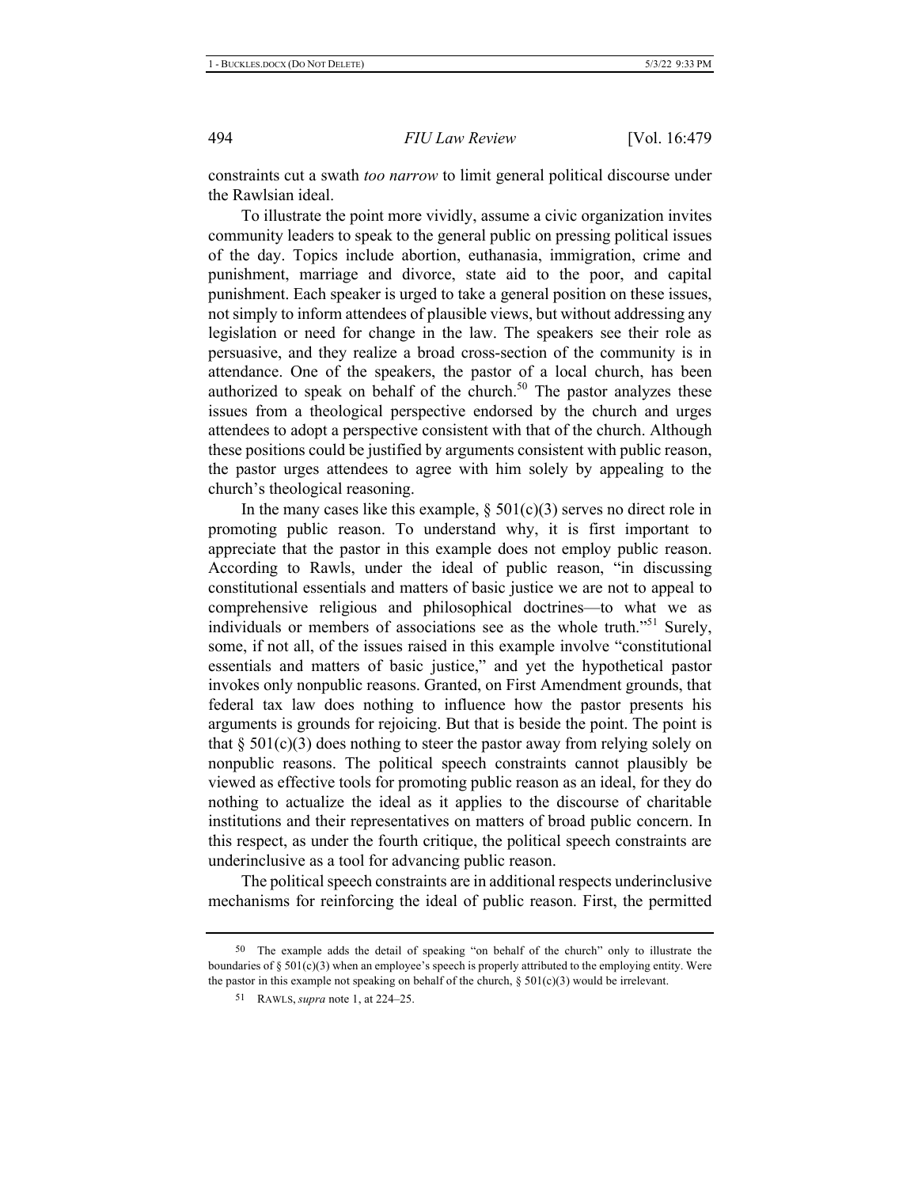constraints cut a swath *too narrow* to limit general political discourse under the Rawlsian ideal.

To illustrate the point more vividly, assume a civic organization invites community leaders to speak to the general public on pressing political issues of the day. Topics include abortion, euthanasia, immigration, crime and punishment, marriage and divorce, state aid to the poor, and capital punishment. Each speaker is urged to take a general position on these issues, not simply to inform attendees of plausible views, but without addressing any legislation or need for change in the law. The speakers see their role as persuasive, and they realize a broad cross-section of the community is in attendance. One of the speakers, the pastor of a local church, has been authorized to speak on behalf of the church.[50] The pastor analyzes these issues from a theological perspective endorsed by the church and urges attendees to adopt a perspective consistent with that of the church. Although these positions could be justified by arguments consistent with public reason, the pastor urges attendees to agree with him solely by appealing to the church's theological reasoning.

In the many cases like this example, § 501(c)(3) serves no direct role in promoting public reason. To understand why, it is first important to appreciate that the pastor in this example does not employ public reason. According to Rawls, under the ideal of public reason, "in discussing constitutional essentials and matters of basic justice we are not to appeal to comprehensive religious and philosophical doctrines—to what we as individuals or members of associations see as the whole truth."[51] Surely, some, if not all, of the issues raised in this example involve "constitutional essentials and matters of basic justice," and yet the hypothetical pastor invokes only nonpublic reasons. Granted, on First Amendment grounds, that federal tax law does nothing to influence how the pastor presents his arguments is grounds for rejoicing. But that is beside the point. The point is that § 501(c)(3) does nothing to steer the pastor away from relying solely on nonpublic reasons. The political speech constraints cannot plausibly be viewed as effective tools for promoting public reason as an ideal, for they do nothing to actualize the ideal as it applies to the discourse of charitable institutions and their representatives on matters of broad public concern. In this respect, as under the fourth critique, the political speech constraints are underinclusive as a tool for advancing public reason.

The political speech constraints are in additional respects underinclusive mechanisms for reinforcing the ideal of public reason. First, the permitted

---

[50] The example adds the detail of speaking "on behalf of the church" only to illustrate the boundaries of § 501(c)(3) when an employee's speech is properly attributed to the employing entity. Were the pastor in this example not speaking on behalf of the church, § 501(c)(3) would be irrelevant.

[51] RAWLS, *supra* note 1, at 224–25.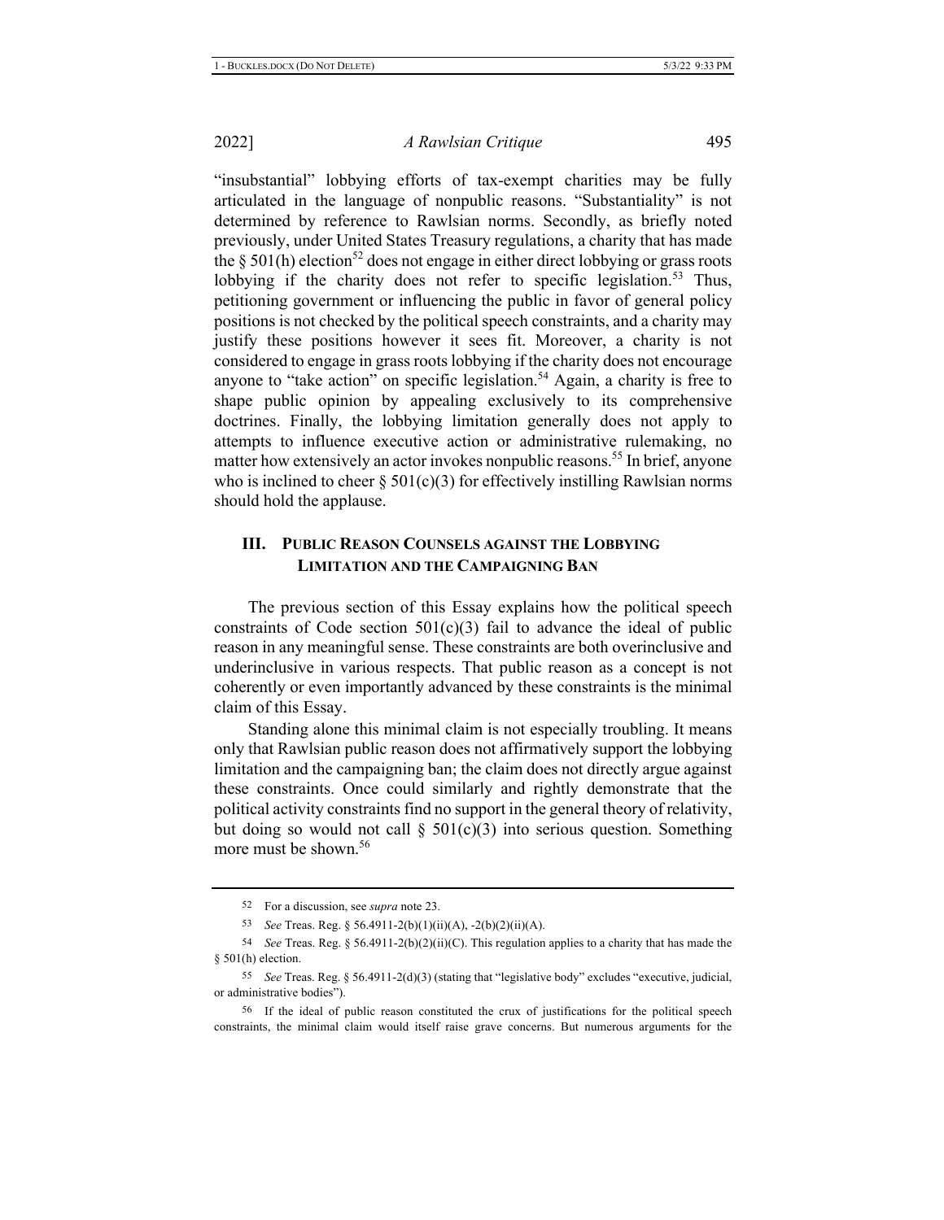"insubstantial" lobbying efforts of tax-exempt charities may be fully articulated in the language of nonpublic reasons. "Substantiality" is not determined by reference to Rawlsian norms. Secondly, as briefly noted previously, under United States Treasury regulations, a charity that has made the § 501(h) election[52] does not engage in either direct lobbying or grass roots lobbying if the charity does not refer to specific legislation.[53] Thus, petitioning government or influencing the public in favor of general policy positions is not checked by the political speech constraints, and a charity may justify these positions however it sees fit. Moreover, a charity is not considered to engage in grass roots lobbying if the charity does not encourage anyone to "take action" on specific legislation.[54] Again, a charity is free to shape public opinion by appealing exclusively to its comprehensive doctrines. Finally, the lobbying limitation generally does not apply to attempts to influence executive action or administrative rulemaking, no matter how extensively an actor invokes nonpublic reasons.[55] In brief, anyone who is inclined to cheer § 501(c)(3) for effectively instilling Rawlsian norms should hold the applause.

## III. PUBLIC REASON COUNSELS AGAINST THE LOBBYING LIMITATION AND THE CAMPAIGNING BAN

The previous section of this Essay explains how the political speech constraints of Code section 501(c)(3) fail to advance the ideal of public reason in any meaningful sense. These constraints are both overinclusive and underinclusive in various respects. That public reason as a concept is not coherently or even importantly advanced by these constraints is the minimal claim of this Essay.

Standing alone this minimal claim is not especially troubling. It means only that Rawlsian public reason does not affirmatively support the lobbying limitation and the campaigning ban; the claim does not directly argue against these constraints. Once could similarly and rightly demonstrate that the political activity constraints find no support in the general theory of relativity, but doing so would not call § 501(c)(3) into serious question. Something more must be shown.[56]

---

52 For a discussion, see *supra* note 23.

53 *See* Treas. Reg. § 56.4911-2(b)(1)(ii)(A), -2(b)(2)(ii)(A).

54 *See* Treas. Reg. § 56.4911-2(b)(2)(ii)(C). This regulation applies to a charity that has made the § 501(h) election.

55 *See* Treas. Reg. § 56.4911-2(d)(3) (stating that "legislative body" excludes "executive, judicial, or administrative bodies").

56 If the ideal of public reason constituted the crux of justifications for the political speech constraints, the minimal claim would itself raise grave concerns. But numerous arguments for the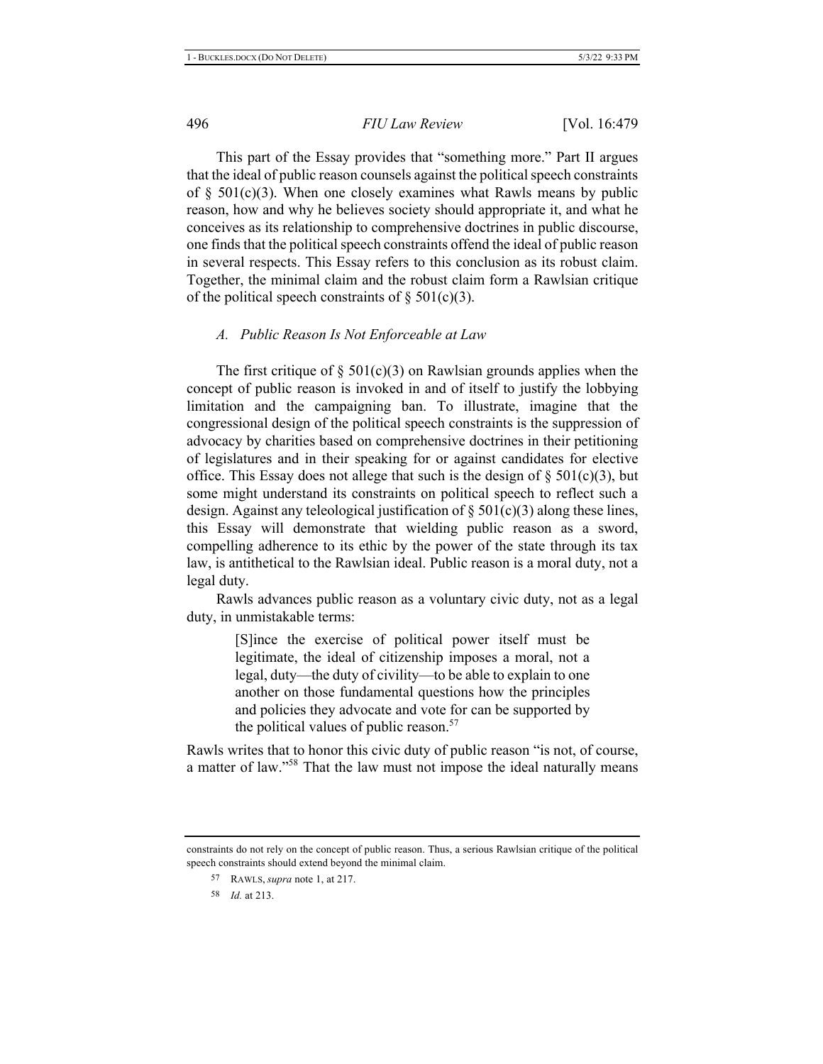This part of the Essay provides that "something more." Part II argues that the ideal of public reason counsels against the political speech constraints of § 501(c)(3). When one closely examines what Rawls means by public reason, how and why he believes society should appropriate it, and what he conceives as its relationship to comprehensive doctrines in public discourse, one finds that the political speech constraints offend the ideal of public reason in several respects. This Essay refers to this conclusion as its robust claim. Together, the minimal claim and the robust claim form a Rawlsian critique of the political speech constraints of § 501(c)(3).

### *A. Public Reason Is Not Enforceable at Law*

The first critique of § 501(c)(3) on Rawlsian grounds applies when the concept of public reason is invoked in and of itself to justify the lobbying limitation and the campaigning ban. To illustrate, imagine that the congressional design of the political speech constraints is the suppression of advocacy by charities based on comprehensive doctrines in their petitioning of legislatures and in their speaking for or against candidates for elective office. This Essay does not allege that such is the design of § 501(c)(3), but some might understand its constraints on political speech to reflect such a design. Against any teleological justification of § 501(c)(3) along these lines, this Essay will demonstrate that wielding public reason as a sword, compelling adherence to its ethic by the power of the state through its tax law, is antithetical to the Rawlsian ideal. Public reason is a moral duty, not a legal duty.

Rawls advances public reason as a voluntary civic duty, not as a legal duty, in unmistakable terms:

> [S]ince the exercise of political power itself must be legitimate, the ideal of citizenship imposes a moral, not a legal, duty—the duty of civility—to be able to explain to one another on those fundamental questions how the principles and policies they advocate and vote for can be supported by the political values of public reason.[57]

Rawls writes that to honor this civic duty of public reason "is not, of course, a matter of law."[58] That the law must not impose the ideal naturally means

---

constraints do not rely on the concept of public reason. Thus, a serious Rawlsian critique of the political speech constraints should extend beyond the minimal claim.

57 RAWLS, *supra* note 1, at 217.

58 *Id.* at 213.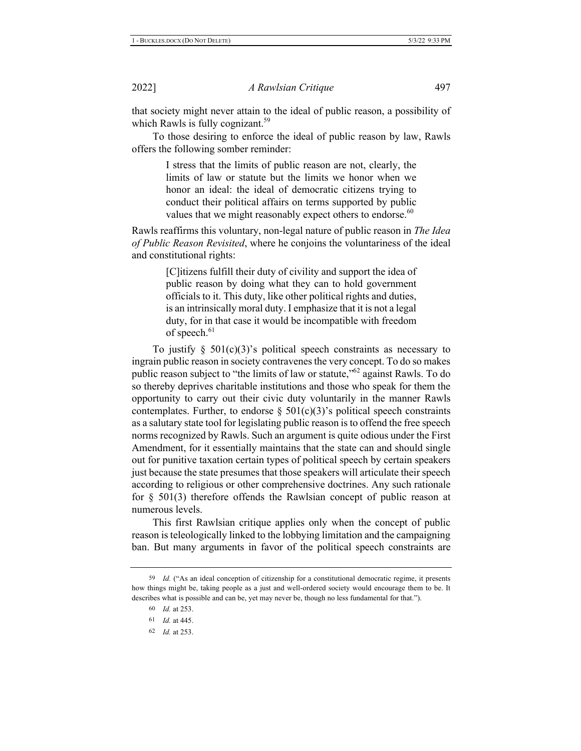that society might never attain to the ideal of public reason, a possibility of which Rawls is fully cognizant.[59]

To those desiring to enforce the ideal of public reason by law, Rawls offers the following somber reminder:

> I stress that the limits of public reason are not, clearly, the limits of law or statute but the limits we honor when we honor an ideal: the ideal of democratic citizens trying to conduct their political affairs on terms supported by public values that we might reasonably expect others to endorse.[60]

Rawls reaffirms this voluntary, non-legal nature of public reason in *The Idea of Public Reason Revisited*, where he conjoins the voluntariness of the ideal and constitutional rights:

> [C]itizens fulfill their duty of civility and support the idea of public reason by doing what they can to hold government officials to it. This duty, like other political rights and duties, is an intrinsically moral duty. I emphasize that it is not a legal duty, for in that case it would be incompatible with freedom of speech.[61]

To justify § 501(c)(3)'s political speech constraints as necessary to ingrain public reason in society contravenes the very concept. To do so makes public reason subject to "the limits of law or statute,"[62] against Rawls. To do so thereby deprives charitable institutions and those who speak for them the opportunity to carry out their civic duty voluntarily in the manner Rawls contemplates. Further, to endorse § 501(c)(3)'s political speech constraints as a salutary state tool for legislating public reason is to offend the free speech norms recognized by Rawls. Such an argument is quite odious under the First Amendment, for it essentially maintains that the state can and should single out for punitive taxation certain types of political speech by certain speakers just because the state presumes that those speakers will articulate their speech according to religious or other comprehensive doctrines. Any such rationale for § 501(3) therefore offends the Rawlsian concept of public reason at numerous levels.

This first Rawlsian critique applies only when the concept of public reason is teleologically linked to the lobbying limitation and the campaigning ban. But many arguments in favor of the political speech constraints are

---

59 *Id.* ("As an ideal conception of citizenship for a constitutional democratic regime, it presents how things might be, taking people as a just and well-ordered society would encourage them to be. It describes what is possible and can be, yet may never be, though no less fundamental for that.").

60 *Id.* at 253.

61 *Id.* at 445.

62 *Id.* at 253.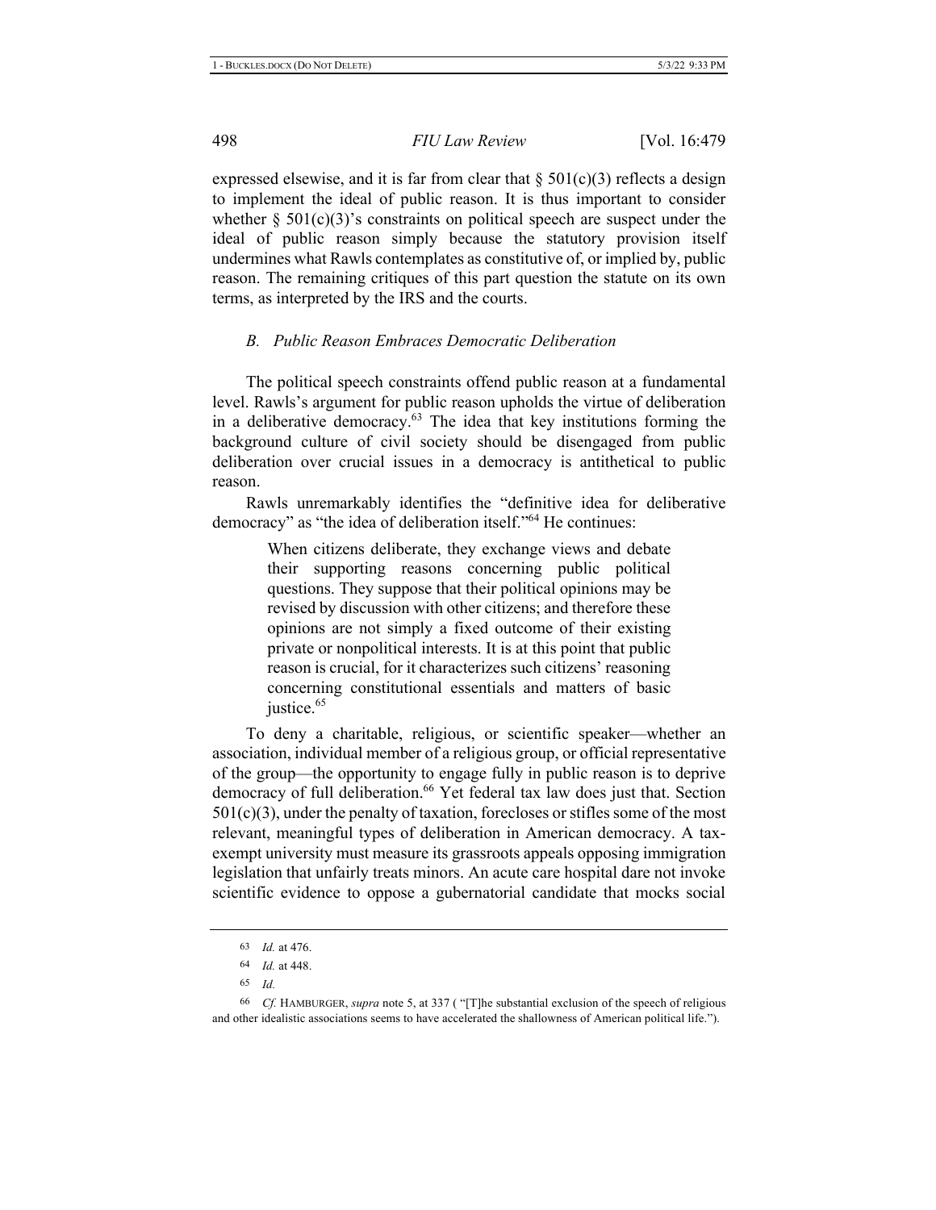expressed elsewise, and it is far from clear that § 501(c)(3) reflects a design to implement the ideal of public reason. It is thus important to consider whether § 501(c)(3)'s constraints on political speech are suspect under the ideal of public reason simply because the statutory provision itself undermines what Rawls contemplates as constitutive of, or implied by, public reason. The remaining critiques of this part question the statute on its own terms, as interpreted by the IRS and the courts.

### *B. Public Reason Embraces Democratic Deliberation*

The political speech constraints offend public reason at a fundamental level. Rawls's argument for public reason upholds the virtue of deliberation in a deliberative democracy.[63] The idea that key institutions forming the background culture of civil society should be disengaged from public deliberation over crucial issues in a democracy is antithetical to public reason.

Rawls unremarkably identifies the "definitive idea for deliberative democracy" as "the idea of deliberation itself."[64] He continues:

> When citizens deliberate, they exchange views and debate their supporting reasons concerning public political questions. They suppose that their political opinions may be revised by discussion with other citizens; and therefore these opinions are not simply a fixed outcome of their existing private or nonpolitical interests. It is at this point that public reason is crucial, for it characterizes such citizens' reasoning concerning constitutional essentials and matters of basic justice.[65]

To deny a charitable, religious, or scientific speaker—whether an association, individual member of a religious group, or official representative of the group—the opportunity to engage fully in public reason is to deprive democracy of full deliberation.[66] Yet federal tax law does just that. Section 501(c)(3), under the penalty of taxation, forecloses or stifles some of the most relevant, meaningful types of deliberation in American democracy. A tax-exempt university must measure its grassroots appeals opposing immigration legislation that unfairly treats minors. An acute care hospital dare not invoke scientific evidence to oppose a gubernatorial candidate that mocks social

---

63 *Id.* at 476.

64 *Id.* at 448.

65 *Id.*

66 *Cf.* HAMBURGER, *supra* note 5, at 337 ( "[T]he substantial exclusion of the speech of religious and other idealistic associations seems to have accelerated the shallowness of American political life.").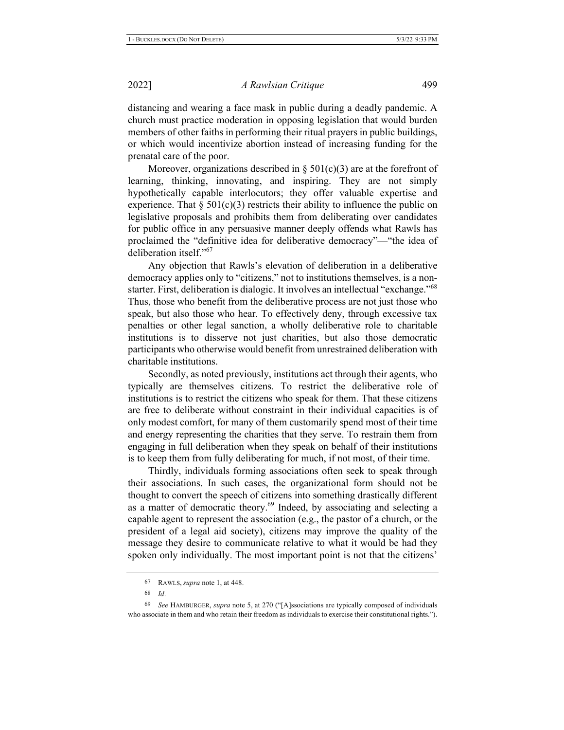distancing and wearing a face mask in public during a deadly pandemic. A church must practice moderation in opposing legislation that would burden members of other faiths in performing their ritual prayers in public buildings, or which would incentivize abortion instead of increasing funding for the prenatal care of the poor.

Moreover, organizations described in § 501(c)(3) are at the forefront of learning, thinking, innovating, and inspiring. They are not simply hypothetically capable interlocutors; they offer valuable expertise and experience. That § 501(c)(3) restricts their ability to influence the public on legislative proposals and prohibits them from deliberating over candidates for public office in any persuasive manner deeply offends what Rawls has proclaimed the "definitive idea for deliberative democracy"—"the idea of deliberation itself."[67]

Any objection that Rawls's elevation of deliberation in a deliberative democracy applies only to "citizens," not to institutions themselves, is a non-starter. First, deliberation is dialogic. It involves an intellectual "exchange."[68] Thus, those who benefit from the deliberative process are not just those who speak, but also those who hear. To effectively deny, through excessive tax penalties or other legal sanction, a wholly deliberative role to charitable institutions is to disserve not just charities, but also those democratic participants who otherwise would benefit from unrestrained deliberation with charitable institutions.

Secondly, as noted previously, institutions act through their agents, who typically are themselves citizens. To restrict the deliberative role of institutions is to restrict the citizens who speak for them. That these citizens are free to deliberate without constraint in their individual capacities is of only modest comfort, for many of them customarily spend most of their time and energy representing the charities that they serve. To restrain them from engaging in full deliberation when they speak on behalf of their institutions is to keep them from fully deliberating for much, if not most, of their time.

Thirdly, individuals forming associations often seek to speak through their associations. In such cases, the organizational form should not be thought to convert the speech of citizens into something drastically different as a matter of democratic theory.[69] Indeed, by associating and selecting a capable agent to represent the association (e.g., the pastor of a church, or the president of a legal aid society), citizens may improve the quality of the message they desire to communicate relative to what it would be had they spoken only individually. The most important point is not that the citizens'

---

[67] RAWLS, *supra* note 1, at 448.

[68] *Id*.

[69] *See* HAMBURGER, *supra* note 5, at 270 ("[A]ssociations are typically composed of individuals who associate in them and who retain their freedom as individuals to exercise their constitutional rights.").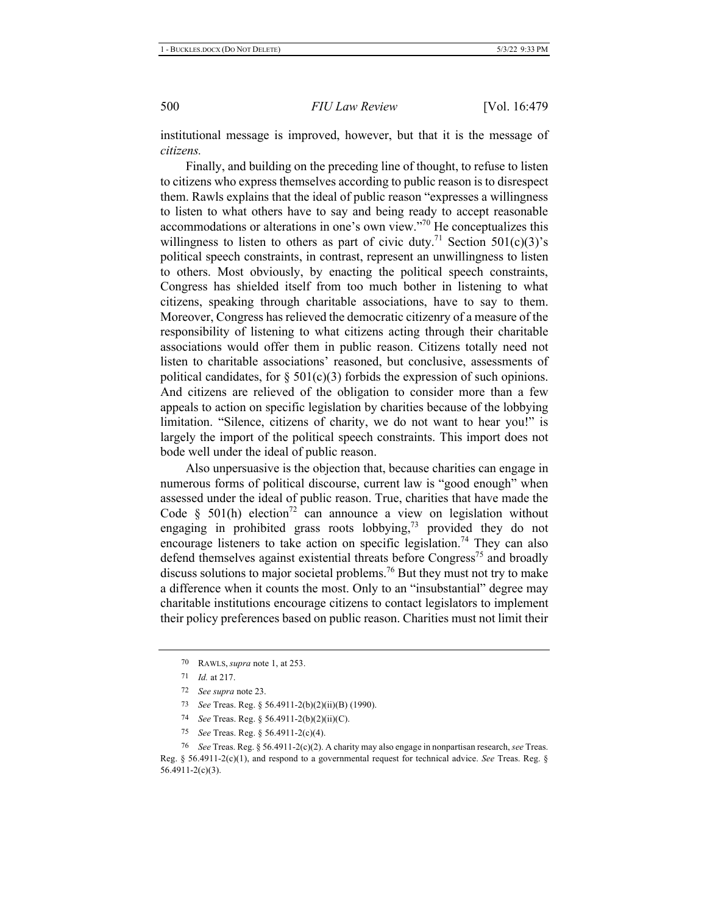institutional message is improved, however, but that it is the message of *citizens.*

Finally, and building on the preceding line of thought, to refuse to listen to citizens who express themselves according to public reason is to disrespect them. Rawls explains that the ideal of public reason "expresses a willingness to listen to what others have to say and being ready to accept reasonable accommodations or alterations in one's own view."[70] He conceptualizes this willingness to listen to others as part of civic duty.[71] Section 501(c)(3)'s political speech constraints, in contrast, represent an unwillingness to listen to others. Most obviously, by enacting the political speech constraints, Congress has shielded itself from too much bother in listening to what citizens, speaking through charitable associations, have to say to them. Moreover, Congress has relieved the democratic citizenry of a measure of the responsibility of listening to what citizens acting through their charitable associations would offer them in public reason. Citizens totally need not listen to charitable associations' reasoned, but conclusive, assessments of political candidates, for § 501(c)(3) forbids the expression of such opinions. And citizens are relieved of the obligation to consider more than a few appeals to action on specific legislation by charities because of the lobbying limitation. "Silence, citizens of charity, we do not want to hear you!" is largely the import of the political speech constraints. This import does not bode well under the ideal of public reason.

Also unpersuasive is the objection that, because charities can engage in numerous forms of political discourse, current law is "good enough" when assessed under the ideal of public reason. True, charities that have made the Code § 501(h) election[72] can announce a view on legislation without engaging in prohibited grass roots lobbying,[73] provided they do not encourage listeners to take action on specific legislation.[74] They can also defend themselves against existential threats before Congress[75] and broadly discuss solutions to major societal problems.[76] But they must not try to make a difference when it counts the most. Only to an "insubstantial" degree may charitable institutions encourage citizens to contact legislators to implement their policy preferences based on public reason. Charities must not limit their

---

70 RAWLS, *supra* note 1, at 253.

71 *Id.* at 217.

72 *See supra* note 23.

73 *See* Treas. Reg. § 56.4911-2(b)(2)(ii)(B) (1990).

74 *See* Treas. Reg. § 56.4911-2(b)(2)(ii)(C).

75 *See* Treas. Reg. § 56.4911-2(c)(4).

76 *See* Treas. Reg. § 56.4911-2(c)(2). A charity may also engage in nonpartisan research, *see* Treas. Reg. § 56.4911-2(c)(1), and respond to a governmental request for technical advice. *See* Treas. Reg. § 56.4911-2(c)(3).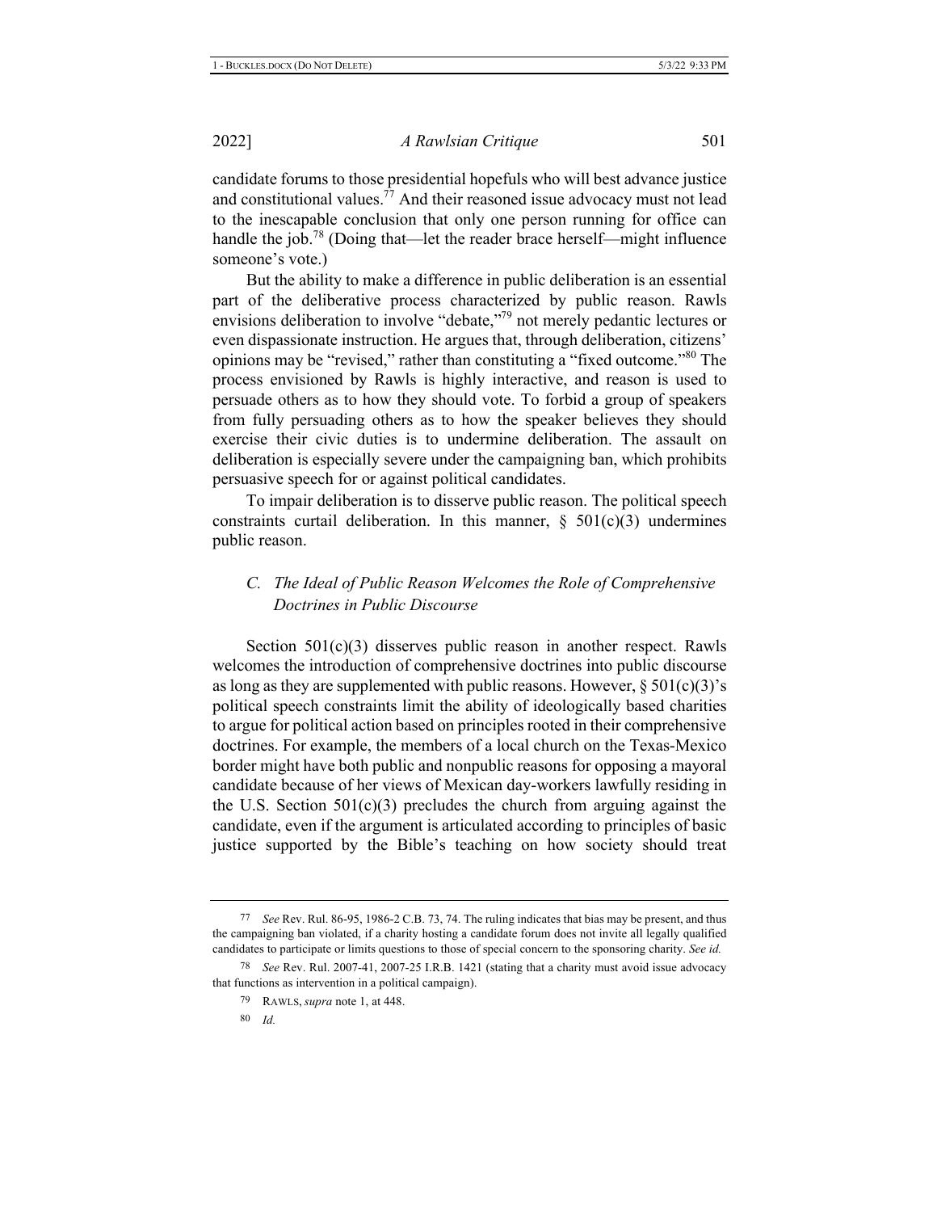candidate forums to those presidential hopefuls who will best advance justice and constitutional values.[77] And their reasoned issue advocacy must not lead to the inescapable conclusion that only one person running for office can handle the job.[78] (Doing that—let the reader brace herself—might influence someone's vote.)

But the ability to make a difference in public deliberation is an essential part of the deliberative process characterized by public reason. Rawls envisions deliberation to involve "debate,"[79] not merely pedantic lectures or even dispassionate instruction. He argues that, through deliberation, citizens' opinions may be "revised," rather than constituting a "fixed outcome."[80] The process envisioned by Rawls is highly interactive, and reason is used to persuade others as to how they should vote. To forbid a group of speakers from fully persuading others as to how the speaker believes they should exercise their civic duties is to undermine deliberation. The assault on deliberation is especially severe under the campaigning ban, which prohibits persuasive speech for or against political candidates.

To impair deliberation is to disserve public reason. The political speech constraints curtail deliberation. In this manner, § 501(c)(3) undermines public reason.

### *C. The Ideal of Public Reason Welcomes the Role of Comprehensive Doctrines in Public Discourse*

Section 501(c)(3) disserves public reason in another respect. Rawls welcomes the introduction of comprehensive doctrines into public discourse as long as they are supplemented with public reasons. However, § 501(c)(3)'s political speech constraints limit the ability of ideologically based charities to argue for political action based on principles rooted in their comprehensive doctrines. For example, the members of a local church on the Texas-Mexico border might have both public and nonpublic reasons for opposing a mayoral candidate because of her views of Mexican day-workers lawfully residing in the U.S. Section 501(c)(3) precludes the church from arguing against the candidate, even if the argument is articulated according to principles of basic justice supported by the Bible's teaching on how society should treat

---

77 *See* Rev. Rul. 86-95, 1986-2 C.B. 73, 74. The ruling indicates that bias may be present, and thus the campaigning ban violated, if a charity hosting a candidate forum does not invite all legally qualified candidates to participate or limits questions to those of special concern to the sponsoring charity. *See id.*

78 *See* Rev. Rul. 2007-41, 2007-25 I.R.B. 1421 (stating that a charity must avoid issue advocacy that functions as intervention in a political campaign).

79 RAWLS, *supra* note 1, at 448.

80 *Id.*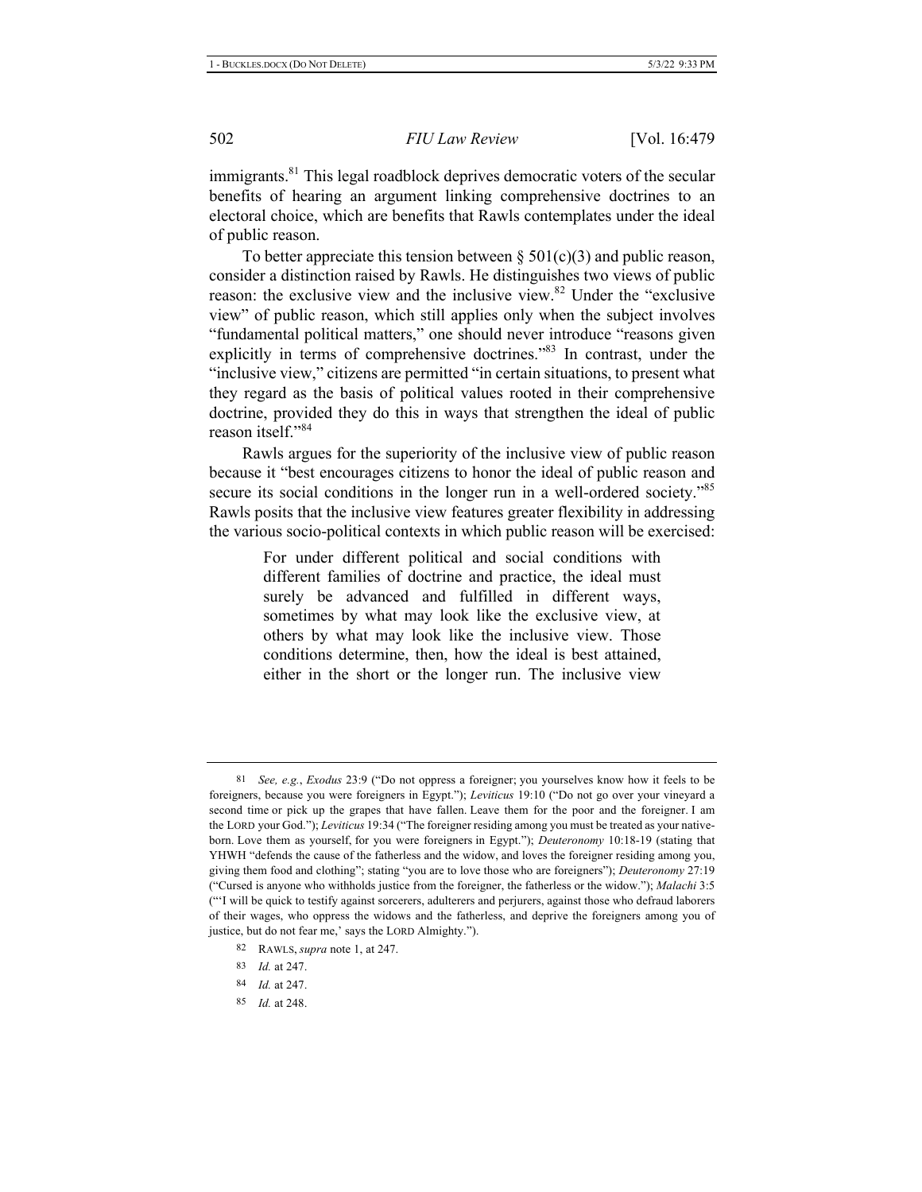immigrants.[81] This legal roadblock deprives democratic voters of the secular benefits of hearing an argument linking comprehensive doctrines to an electoral choice, which are benefits that Rawls contemplates under the ideal of public reason.

To better appreciate this tension between § 501(c)(3) and public reason, consider a distinction raised by Rawls. He distinguishes two views of public reason: the exclusive view and the inclusive view.[82] Under the "exclusive view" of public reason, which still applies only when the subject involves "fundamental political matters," one should never introduce "reasons given explicitly in terms of comprehensive doctrines."[83] In contrast, under the "inclusive view," citizens are permitted "in certain situations, to present what they regard as the basis of political values rooted in their comprehensive doctrine, provided they do this in ways that strengthen the ideal of public reason itself."[84]

Rawls argues for the superiority of the inclusive view of public reason because it "best encourages citizens to honor the ideal of public reason and secure its social conditions in the longer run in a well-ordered society."[85] Rawls posits that the inclusive view features greater flexibility in addressing the various socio-political contexts in which public reason will be exercised:

> For under different political and social conditions with different families of doctrine and practice, the ideal must surely be advanced and fulfilled in different ways, sometimes by what may look like the exclusive view, at others by what may look like the inclusive view. Those conditions determine, then, how the ideal is best attained, either in the short or the longer run. The inclusive view

---

81 *See, e.g.*, *Exodus* 23:9 ("Do not oppress a foreigner; you yourselves know how it feels to be foreigners, because you were foreigners in Egypt."); *Leviticus* 19:10 ("Do not go over your vineyard a second time or pick up the grapes that have fallen. Leave them for the poor and the foreigner. I am the LORD your God."); *Leviticus* 19:34 ("The foreigner residing among you must be treated as your native-born. Love them as yourself, for you were foreigners in Egypt."); *Deuteronomy* 10:18-19 (stating that YHWH "defends the cause of the fatherless and the widow, and loves the foreigner residing among you, giving them food and clothing"; stating "you are to love those who are foreigners"); *Deuteronomy* 27:19 ("Cursed is anyone who withholds justice from the foreigner, the fatherless or the widow."); *Malachi* 3:5 ("'I will be quick to testify against sorcerers, adulterers and perjurers, against those who defraud laborers of their wages, who oppress the widows and the fatherless, and deprive the foreigners among you of justice, but do not fear me,' says the LORD Almighty.").

82 RAWLS, *supra* note 1, at 247.

83 *Id.* at 247.

84 *Id.* at 247.

85 *Id.* at 248.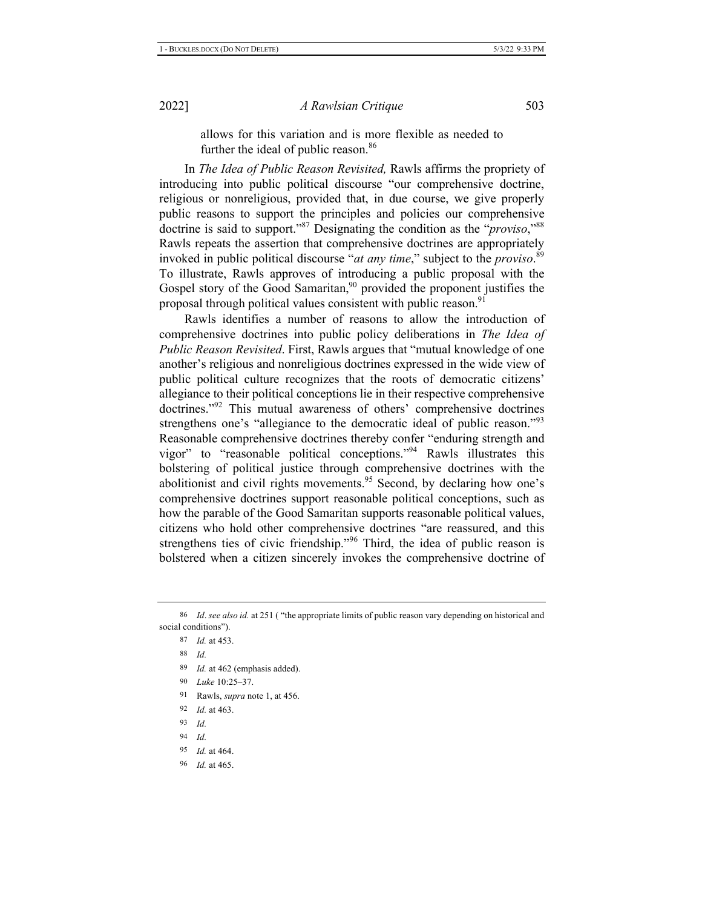allows for this variation and is more flexible as needed to further the ideal of public reason.[86]

In *The Idea of Public Reason Revisited,* Rawls affirms the propriety of introducing into public political discourse "our comprehensive doctrine, religious or nonreligious, provided that, in due course, we give properly public reasons to support the principles and policies our comprehensive doctrine is said to support."[87] Designating the condition as the "*proviso*,"[88] Rawls repeats the assertion that comprehensive doctrines are appropriately invoked in public political discourse "*at any time*," subject to the *proviso*.[89] To illustrate, Rawls approves of introducing a public proposal with the Gospel story of the Good Samaritan,[90] provided the proponent justifies the proposal through political values consistent with public reason.[91]

Rawls identifies a number of reasons to allow the introduction of comprehensive doctrines into public policy deliberations in *The Idea of Public Reason Revisited*. First, Rawls argues that "mutual knowledge of one another's religious and nonreligious doctrines expressed in the wide view of public political culture recognizes that the roots of democratic citizens' allegiance to their political conceptions lie in their respective comprehensive doctrines."[92] This mutual awareness of others' comprehensive doctrines strengthens one's "allegiance to the democratic ideal of public reason."[93] Reasonable comprehensive doctrines thereby confer "enduring strength and vigor" to "reasonable political conceptions."[94] Rawls illustrates this bolstering of political justice through comprehensive doctrines with the abolitionist and civil rights movements.[95] Second, by declaring how one's comprehensive doctrines support reasonable political conceptions, such as how the parable of the Good Samaritan supports reasonable political values, citizens who hold other comprehensive doctrines "are reassured, and this strengthens ties of civic friendship."[96] Third, the idea of public reason is bolstered when a citizen sincerely invokes the comprehensive doctrine of

86 *Id*. *see also id.* at 251 ( "the appropriate limits of public reason vary depending on historical and social conditions").

87 *Id.* at 453.

88 *Id.*

89 *Id.* at 462 (emphasis added).

90 *Luke* 10:25–37.

91 Rawls, *supra* note 1, at 456.

92 *Id.* at 463.

93 *Id.*

94 *Id.*

95 *Id.* at 464.

96 *Id.* at 465.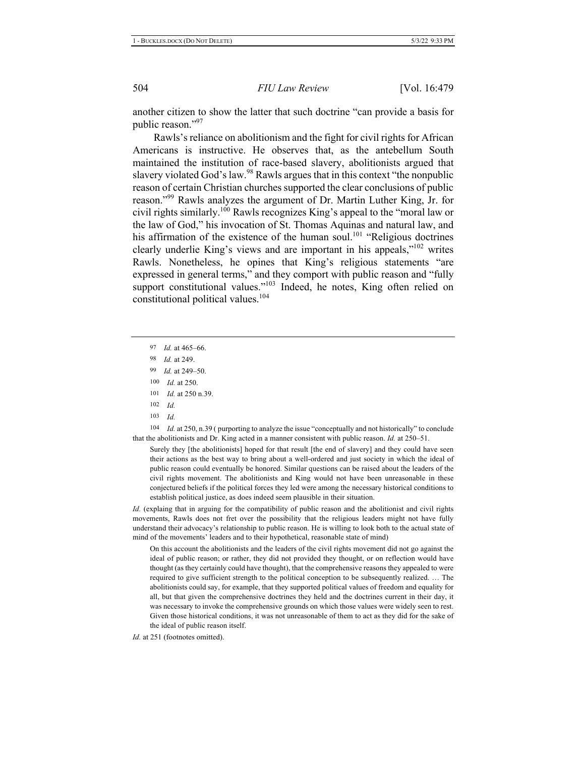another citizen to show the latter that such doctrine "can provide a basis for public reason."[97]

Rawls's reliance on abolitionism and the fight for civil rights for African Americans is instructive. He observes that, as the antebellum South maintained the institution of race-based slavery, abolitionists argued that slavery violated God's law.[98] Rawls argues that in this context "the nonpublic reason of certain Christian churches supported the clear conclusions of public reason."[99] Rawls analyzes the argument of Dr. Martin Luther King, Jr. for civil rights similarly.[100] Rawls recognizes King's appeal to the "moral law or the law of God," his invocation of St. Thomas Aquinas and natural law, and his affirmation of the existence of the human soul.[101] "Religious doctrines clearly underlie King's views and are important in his appeals,"[102] writes Rawls. Nonetheless, he opines that King's religious statements "are expressed in general terms," and they comport with public reason and "fully support constitutional values."[103] Indeed, he notes, King often relied on constitutional political values.[104]

---

97 *Id.* at 465–66.

98 *Id.* at 249.

99 *Id.* at 249–50.

100 *Id.* at 250.

101 *Id.* at 250 n.39.

102 *Id.*

103 *Id.*

104 *Id.* at 250, n.39 ( purporting to analyze the issue "conceptually and not historically" to conclude that the abolitionists and Dr. King acted in a manner consistent with public reason. *Id.* at 250–51.

> Surely they [the abolitionists] hoped for that result [the end of slavery] and they could have seen their actions as the best way to bring about a well-ordered and just society in which the ideal of public reason could eventually be honored. Similar questions can be raised about the leaders of the civil rights movement. The abolitionists and King would not have been unreasonable in these conjectured beliefs if the political forces they led were among the necessary historical conditions to establish political justice, as does indeed seem plausible in their situation.

*Id.* (explaing that in arguing for the compatibility of public reason and the abolitionist and civil rights movements, Rawls does not fret over the possibility that the religious leaders might not have fully understand their advocacy's relationship to public reason. He is willing to look both to the actual state of mind of the movements' leaders and to their hypothetical, reasonable state of mind)

> On this account the abolitionists and the leaders of the civil rights movement did not go against the ideal of public reason; or rather, they did not provided they thought, or on reflection would have thought (as they certainly could have thought), that the comprehensive reasons they appealed to were required to give sufficient strength to the political conception to be subsequently realized. … The abolitionists could say, for example, that they supported political values of freedom and equality for all, but that given the comprehensive doctrines they held and the doctrines current in their day, it was necessary to invoke the comprehensive grounds on which those values were widely seen to rest. Given those historical conditions, it was not unreasonable of them to act as they did for the sake of the ideal of public reason itself.

*Id.* at 251 (footnotes omitted).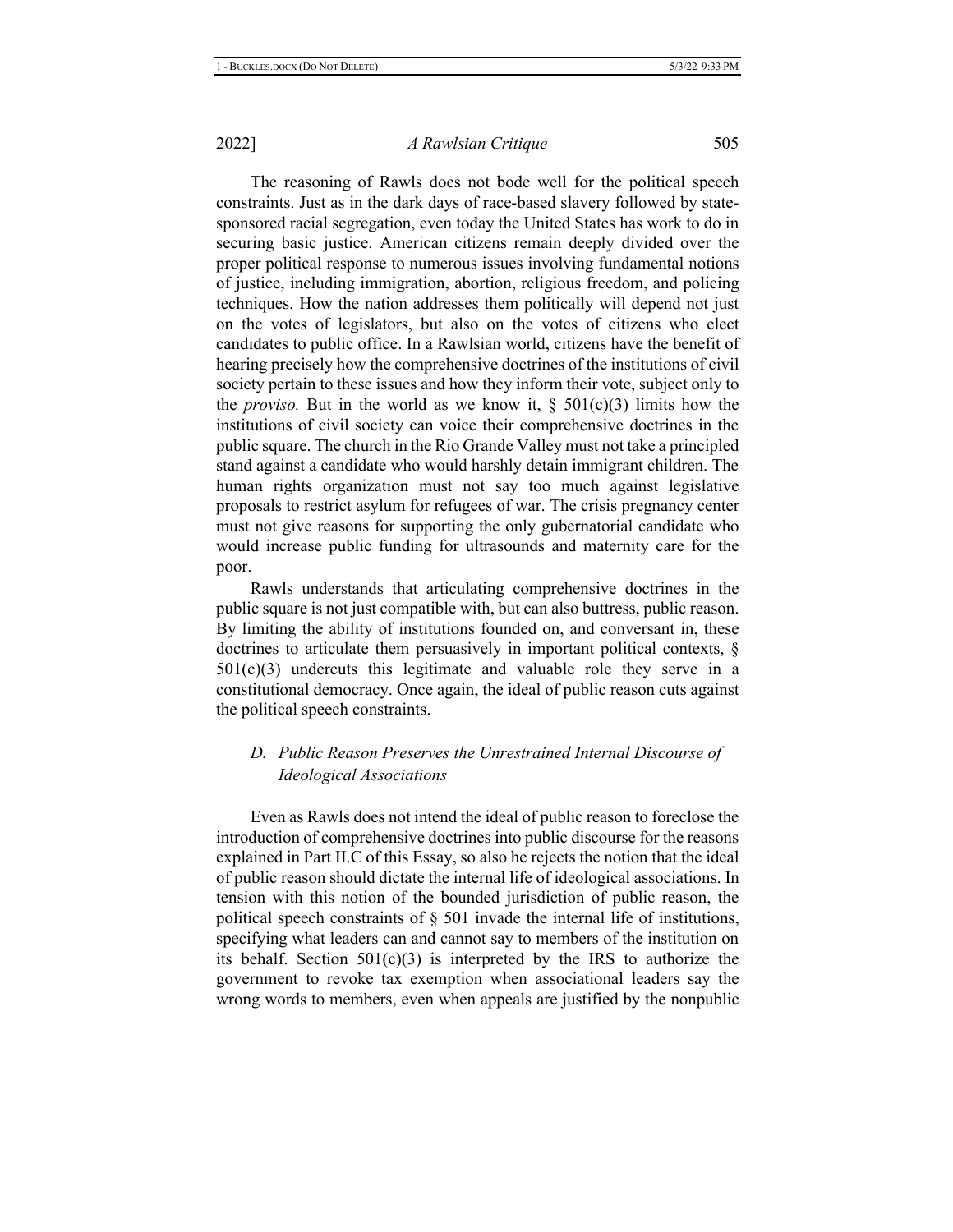The reasoning of Rawls does not bode well for the political speech constraints. Just as in the dark days of race-based slavery followed by state-sponsored racial segregation, even today the United States has work to do in securing basic justice. American citizens remain deeply divided over the proper political response to numerous issues involving fundamental notions of justice, including immigration, abortion, religious freedom, and policing techniques. How the nation addresses them politically will depend not just on the votes of legislators, but also on the votes of citizens who elect candidates to public office. In a Rawlsian world, citizens have the benefit of hearing precisely how the comprehensive doctrines of the institutions of civil society pertain to these issues and how they inform their vote, subject only to the *proviso.* But in the world as we know it, § 501(c)(3) limits how the institutions of civil society can voice their comprehensive doctrines in the public square. The church in the Rio Grande Valley must not take a principled stand against a candidate who would harshly detain immigrant children. The human rights organization must not say too much against legislative proposals to restrict asylum for refugees of war. The crisis pregnancy center must not give reasons for supporting the only gubernatorial candidate who would increase public funding for ultrasounds and maternity care for the poor.

Rawls understands that articulating comprehensive doctrines in the public square is not just compatible with, but can also buttress, public reason. By limiting the ability of institutions founded on, and conversant in, these doctrines to articulate them persuasively in important political contexts, § 501(c)(3) undercuts this legitimate and valuable role they serve in a constitutional democracy. Once again, the ideal of public reason cuts against the political speech constraints.

### *D. Public Reason Preserves the Unrestrained Internal Discourse of Ideological Associations*

Even as Rawls does not intend the ideal of public reason to foreclose the introduction of comprehensive doctrines into public discourse for the reasons explained in Part II.C of this Essay, so also he rejects the notion that the ideal of public reason should dictate the internal life of ideological associations. In tension with this notion of the bounded jurisdiction of public reason, the political speech constraints of § 501 invade the internal life of institutions, specifying what leaders can and cannot say to members of the institution on its behalf. Section 501(c)(3) is interpreted by the IRS to authorize the government to revoke tax exemption when associational leaders say the wrong words to members, even when appeals are justified by the nonpublic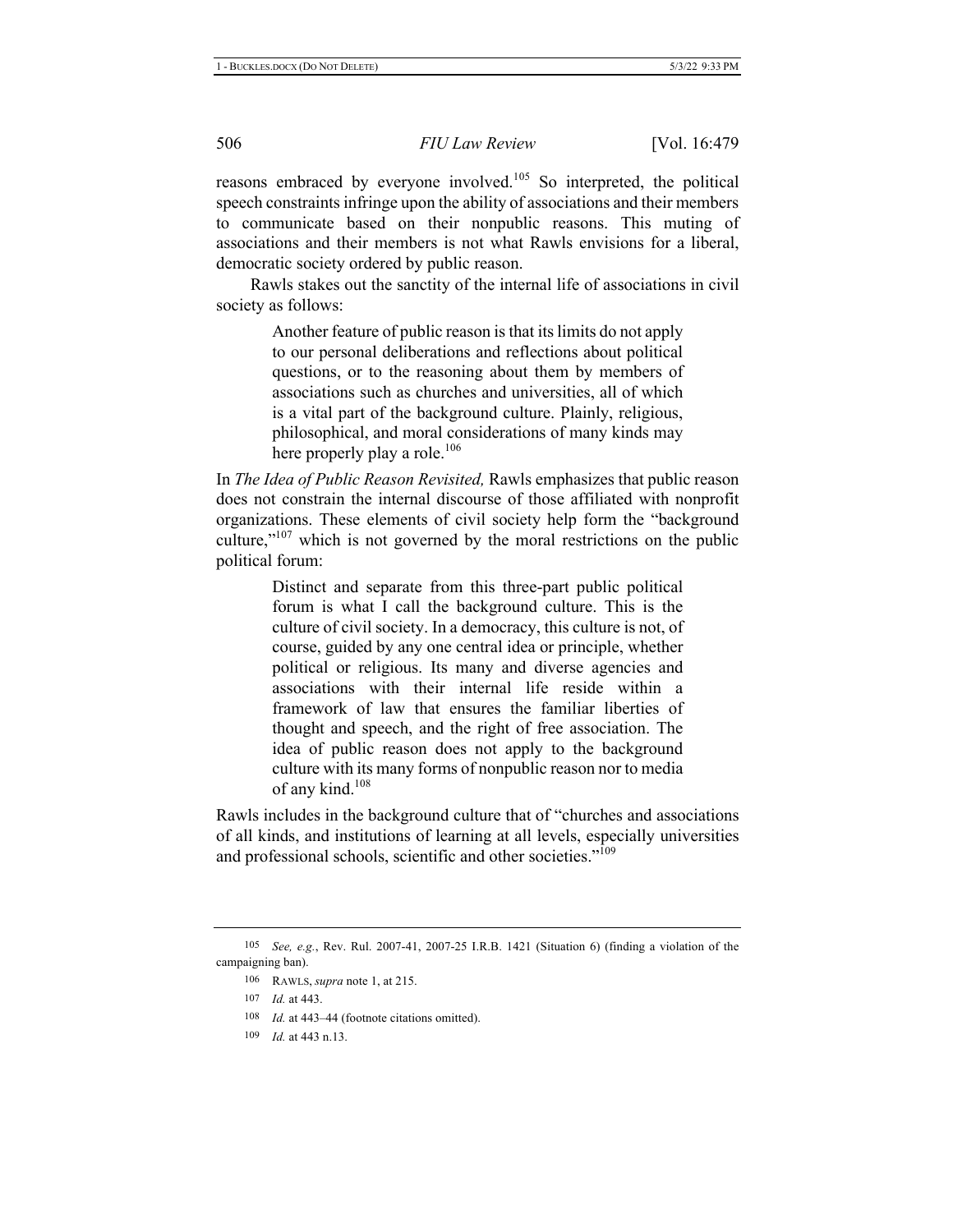reasons embraced by everyone involved.[105] So interpreted, the political speech constraints infringe upon the ability of associations and their members to communicate based on their nonpublic reasons. This muting of associations and their members is not what Rawls envisions for a liberal, democratic society ordered by public reason.

Rawls stakes out the sanctity of the internal life of associations in civil society as follows:

> Another feature of public reason is that its limits do not apply to our personal deliberations and reflections about political questions, or to the reasoning about them by members of associations such as churches and universities, all of which is a vital part of the background culture. Plainly, religious, philosophical, and moral considerations of many kinds may here properly play a role.[106]

In *The Idea of Public Reason Revisited,* Rawls emphasizes that public reason does not constrain the internal discourse of those affiliated with nonprofit organizations. These elements of civil society help form the "background culture,"[107] which is not governed by the moral restrictions on the public political forum:

> Distinct and separate from this three-part public political forum is what I call the background culture. This is the culture of civil society. In a democracy, this culture is not, of course, guided by any one central idea or principle, whether political or religious. Its many and diverse agencies and associations with their internal life reside within a framework of law that ensures the familiar liberties of thought and speech, and the right of free association. The idea of public reason does not apply to the background culture with its many forms of nonpublic reason nor to media of any kind.[108]

Rawls includes in the background culture that of "churches and associations of all kinds, and institutions of learning at all levels, especially universities and professional schools, scientific and other societies."[109]

---

105 *See, e.g.*, Rev. Rul. 2007-41, 2007-25 I.R.B. 1421 (Situation 6) (finding a violation of the campaigning ban).

106 RAWLS, *supra* note 1, at 215.

107 *Id.* at 443.

108 *Id.* at 443–44 (footnote citations omitted).

109 *Id.* at 443 n.13.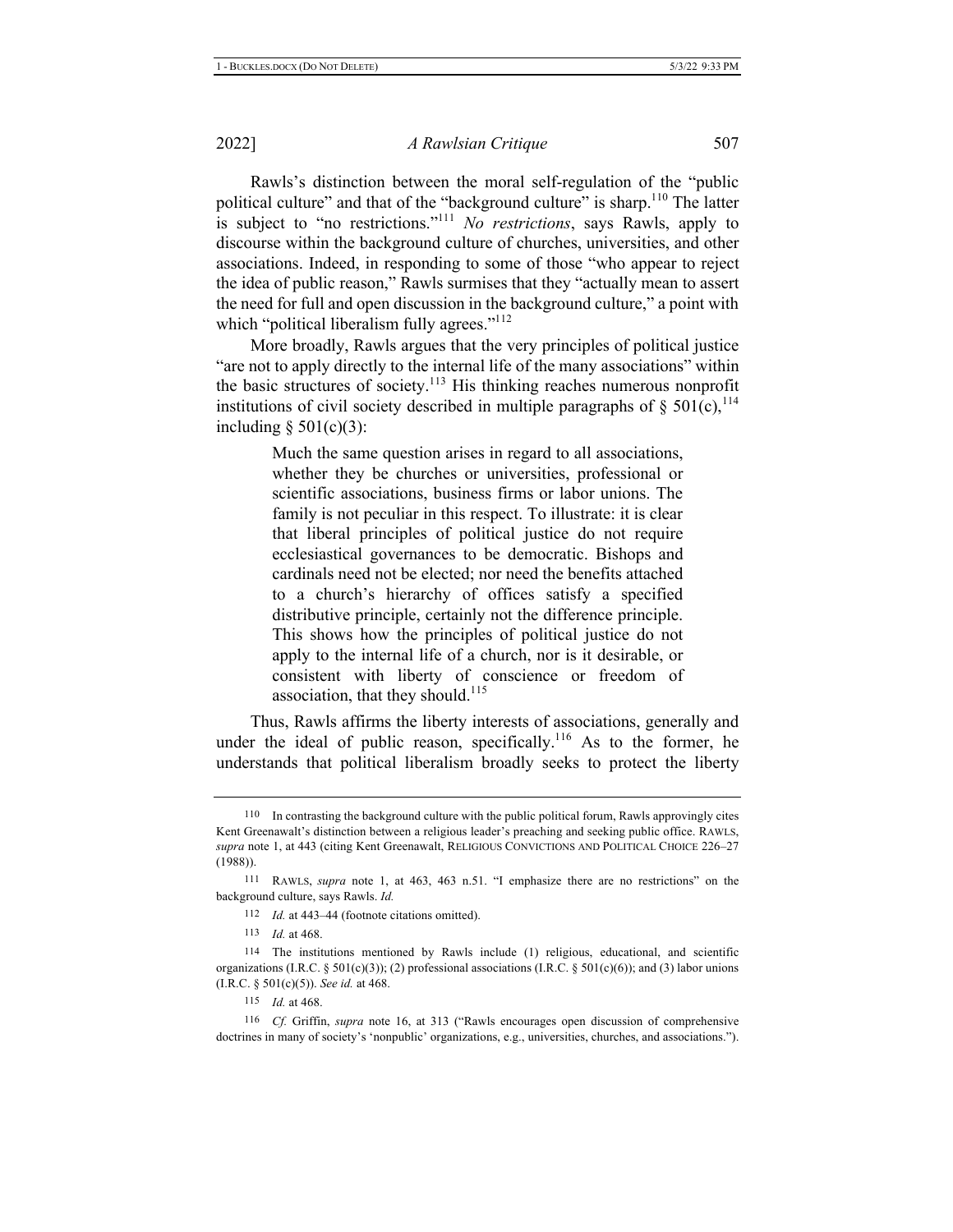Rawls's distinction between the moral self-regulation of the "public political culture" and that of the "background culture" is sharp.[110] The latter is subject to "no restrictions."[111] *No restrictions*, says Rawls, apply to discourse within the background culture of churches, universities, and other associations. Indeed, in responding to some of those "who appear to reject the idea of public reason," Rawls surmises that they "actually mean to assert the need for full and open discussion in the background culture," a point with which "political liberalism fully agrees."[112]

More broadly, Rawls argues that the very principles of political justice "are not to apply directly to the internal life of the many associations" within the basic structures of society.[113] His thinking reaches numerous nonprofit institutions of civil society described in multiple paragraphs of § 501(c),[114] including § 501(c)(3):

> Much the same question arises in regard to all associations, whether they be churches or universities, professional or scientific associations, business firms or labor unions. The family is not peculiar in this respect. To illustrate: it is clear that liberal principles of political justice do not require ecclesiastical governances to be democratic. Bishops and cardinals need not be elected; nor need the benefits attached to a church's hierarchy of offices satisfy a specified distributive principle, certainly not the difference principle. This shows how the principles of political justice do not apply to the internal life of a church, nor is it desirable, or consistent with liberty of conscience or freedom of association, that they should.[115]

Thus, Rawls affirms the liberty interests of associations, generally and under the ideal of public reason, specifically.[116] As to the former, he understands that political liberalism broadly seeks to protect the liberty

---

[110] In contrasting the background culture with the public political forum, Rawls approvingly cites Kent Greenawalt's distinction between a religious leader's preaching and seeking public office. RAWLS, *supra* note 1, at 443 (citing Kent Greenawalt, RELIGIOUS CONVICTIONS AND POLITICAL CHOICE 226–27 (1988)).

[111] RAWLS, *supra* note 1, at 463, 463 n.51. "I emphasize there are no restrictions" on the background culture, says Rawls. *Id.*

[112] *Id.* at 443–44 (footnote citations omitted).

[113] *Id.* at 468.

[114] The institutions mentioned by Rawls include (1) religious, educational, and scientific organizations (I.R.C. § 501(c)(3)); (2) professional associations (I.R.C. § 501(c)(6)); and (3) labor unions (I.R.C. § 501(c)(5)). *See id.* at 468.

[115] *Id.* at 468.

[116] *Cf.* Griffin, *supra* note 16, at 313 ("Rawls encourages open discussion of comprehensive doctrines in many of society's 'nonpublic' organizations, e.g., universities, churches, and associations.").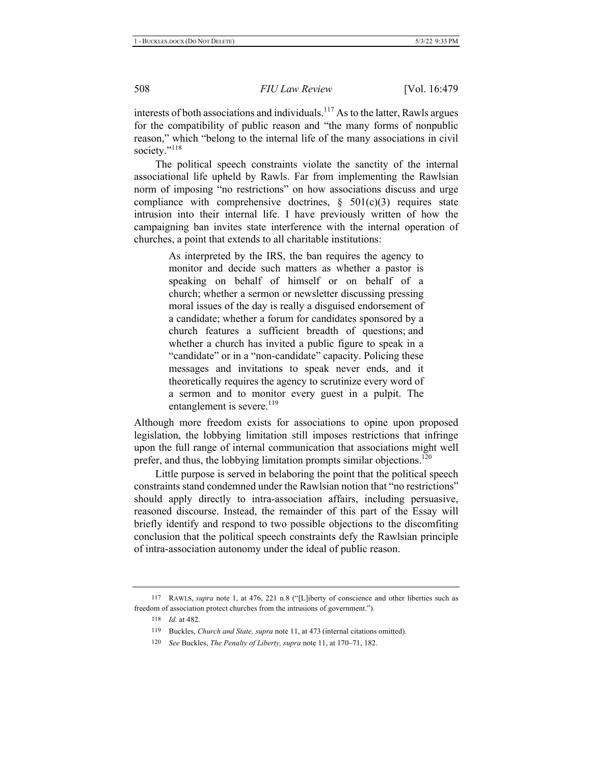interests of both associations and individuals.[117] As to the latter, Rawls argues for the compatibility of public reason and "the many forms of nonpublic reason," which "belong to the internal life of the many associations in civil society."[118]

The political speech constraints violate the sanctity of the internal associational life upheld by Rawls. Far from implementing the Rawlsian norm of imposing "no restrictions" on how associations discuss and urge compliance with comprehensive doctrines, § 501(c)(3) requires state intrusion into their internal life. I have previously written of how the campaigning ban invites state interference with the internal operation of churches, a point that extends to all charitable institutions:

> As interpreted by the IRS, the ban requires the agency to monitor and decide such matters as whether a pastor is speaking on behalf of himself or on behalf of a church; whether a sermon or newsletter discussing pressing moral issues of the day is really a disguised endorsement of a candidate; whether a forum for candidates sponsored by a church features a sufficient breadth of questions; and whether a church has invited a public figure to speak in a "candidate" or in a "non-candidate" capacity. Policing these messages and invitations to speak never ends, and it theoretically requires the agency to scrutinize every word of a sermon and to monitor every guest in a pulpit. The entanglement is severe.[119]

Although more freedom exists for associations to opine upon proposed legislation, the lobbying limitation still imposes restrictions that infringe upon the full range of internal communication that associations might well prefer, and thus, the lobbying limitation prompts similar objections.[120]

Little purpose is served in belaboring the point that the political speech constraints stand condemned under the Rawlsian notion that "no restrictions" should apply directly to intra-association affairs, including persuasive, reasoned discourse. Instead, the remainder of this part of the Essay will briefly identify and respond to two possible objections to the discomfiting conclusion that the political speech constraints defy the Rawlsian principle of intra-association autonomy under the ideal of public reason.

---

117 RAWLS, *supra* note 1, at 476, 221 n.8 ("[L]iberty of conscience and other liberties such as freedom of association protect churches from the intrusions of government.").

118 *Id.* at 482.

119 Buckles, *Church and State, supra* note 11, at 473 (internal citations omitted).

120 *See* Buckles, *The Penalty of Liberty, supra* note 11, at 170–71, 182.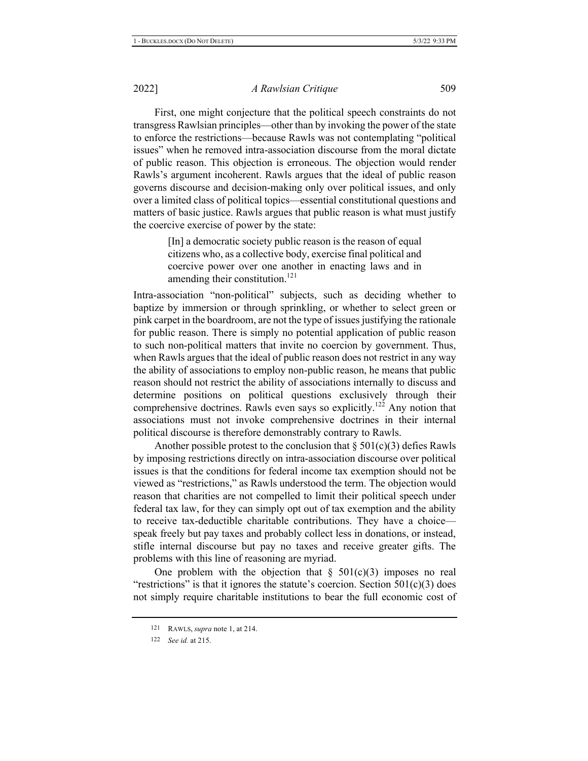First, one might conjecture that the political speech constraints do not transgress Rawlsian principles—other than by invoking the power of the state to enforce the restrictions—because Rawls was not contemplating "political issues" when he removed intra-association discourse from the moral dictate of public reason. This objection is erroneous. The objection would render Rawls's argument incoherent. Rawls argues that the ideal of public reason governs discourse and decision-making only over political issues, and only over a limited class of political topics—essential constitutional questions and matters of basic justice. Rawls argues that public reason is what must justify the coercive exercise of power by the state:

> [In] a democratic society public reason is the reason of equal citizens who, as a collective body, exercise final political and coercive power over one another in enacting laws and in amending their constitution.[121]

Intra-association "non-political" subjects, such as deciding whether to baptize by immersion or through sprinkling, or whether to select green or pink carpet in the boardroom, are not the type of issues justifying the rationale for public reason. There is simply no potential application of public reason to such non-political matters that invite no coercion by government. Thus, when Rawls argues that the ideal of public reason does not restrict in any way the ability of associations to employ non-public reason, he means that public reason should not restrict the ability of associations internally to discuss and determine positions on political questions exclusively through their comprehensive doctrines. Rawls even says so explicitly.[122] Any notion that associations must not invoke comprehensive doctrines in their internal political discourse is therefore demonstrably contrary to Rawls.

Another possible protest to the conclusion that § 501(c)(3) defies Rawls by imposing restrictions directly on intra-association discourse over political issues is that the conditions for federal income tax exemption should not be viewed as "restrictions," as Rawls understood the term. The objection would reason that charities are not compelled to limit their political speech under federal tax law, for they can simply opt out of tax exemption and the ability to receive tax-deductible charitable contributions. They have a choice—speak freely but pay taxes and probably collect less in donations, or instead, stifle internal discourse but pay no taxes and receive greater gifts. The problems with this line of reasoning are myriad.

One problem with the objection that § 501(c)(3) imposes no real "restrictions" is that it ignores the statute's coercion. Section 501(c)(3) does not simply require charitable institutions to bear the full economic cost of

---

121 RAWLS, *supra* note 1, at 214.

122 *See id.* at 215.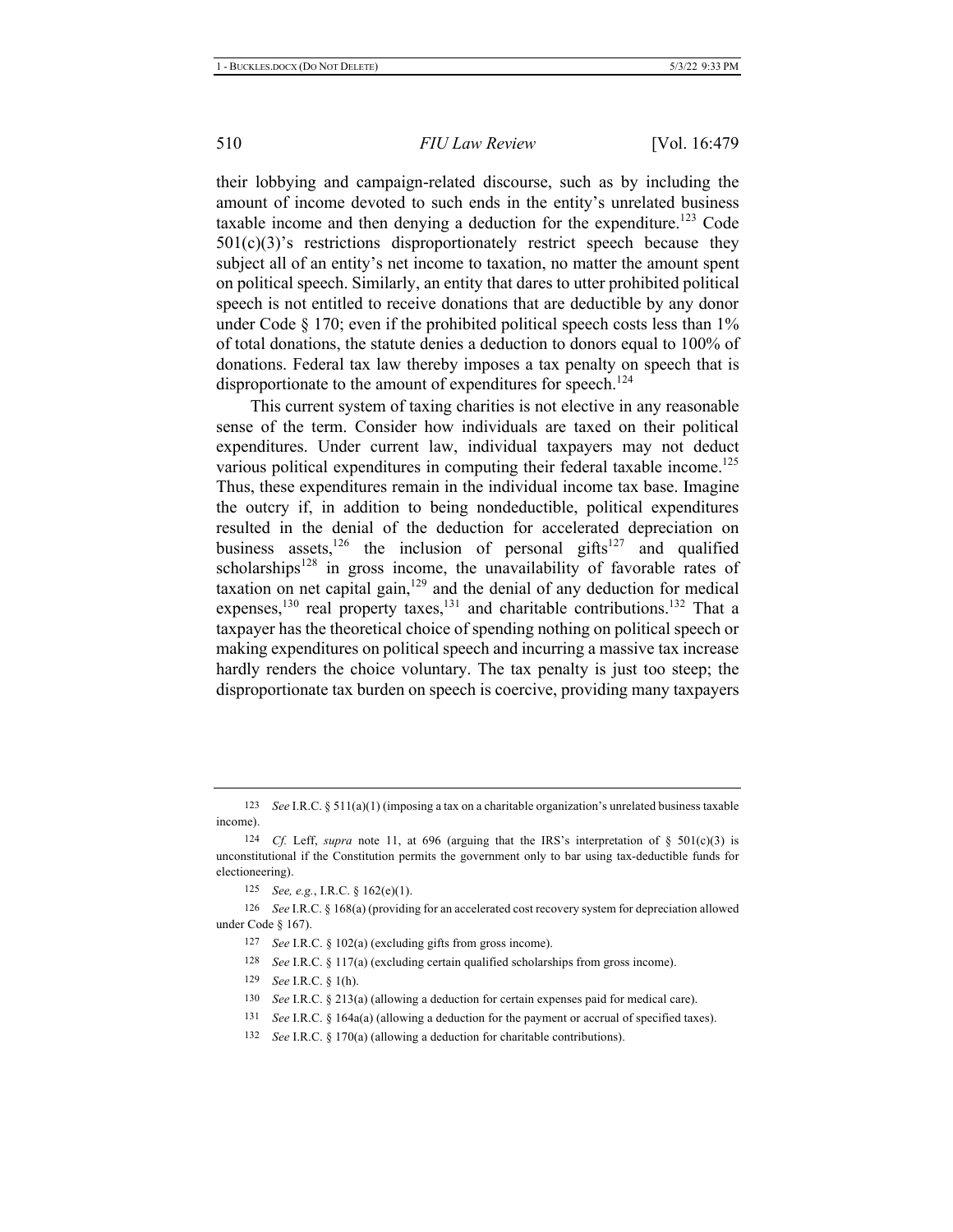their lobbying and campaign-related discourse, such as by including the amount of income devoted to such ends in the entity's unrelated business taxable income and then denying a deduction for the expenditure.[123] Code 501(c)(3)'s restrictions disproportionately restrict speech because they subject all of an entity's net income to taxation, no matter the amount spent on political speech. Similarly, an entity that dares to utter prohibited political speech is not entitled to receive donations that are deductible by any donor under Code § 170; even if the prohibited political speech costs less than 1% of total donations, the statute denies a deduction to donors equal to 100% of donations. Federal tax law thereby imposes a tax penalty on speech that is disproportionate to the amount of expenditures for speech.[124]

This current system of taxing charities is not elective in any reasonable sense of the term. Consider how individuals are taxed on their political expenditures. Under current law, individual taxpayers may not deduct various political expenditures in computing their federal taxable income.[125] Thus, these expenditures remain in the individual income tax base. Imagine the outcry if, in addition to being nondeductible, political expenditures resulted in the denial of the deduction for accelerated depreciation on business assets,[126] the inclusion of personal gifts[127] and qualified scholarships[128] in gross income, the unavailability of favorable rates of taxation on net capital gain,[129] and the denial of any deduction for medical expenses,[130] real property taxes,[131] and charitable contributions.[132] That a taxpayer has the theoretical choice of spending nothing on political speech or making expenditures on political speech and incurring a massive tax increase hardly renders the choice voluntary. The tax penalty is just too steep; the disproportionate tax burden on speech is coercive, providing many taxpayers

---

123 *See* I.R.C. § 511(a)(1) (imposing a tax on a charitable organization's unrelated business taxable income).

124 *Cf.* Leff, *supra* note 11, at 696 (arguing that the IRS's interpretation of § 501(c)(3) is unconstitutional if the Constitution permits the government only to bar using tax-deductible funds for electioneering).

125 *See, e.g.*, I.R.C. § 162(e)(1).

126 *See* I.R.C. § 168(a) (providing for an accelerated cost recovery system for depreciation allowed under Code § 167).

127 *See* I.R.C. § 102(a) (excluding gifts from gross income).

128 *See* I.R.C. § 117(a) (excluding certain qualified scholarships from gross income).

129 *See* I.R.C. § 1(h).

130 *See* I.R.C. § 213(a) (allowing a deduction for certain expenses paid for medical care).

131 *See* I.R.C. § 164a(a) (allowing a deduction for the payment or accrual of specified taxes).

132 *See* I.R.C. § 170(a) (allowing a deduction for charitable contributions).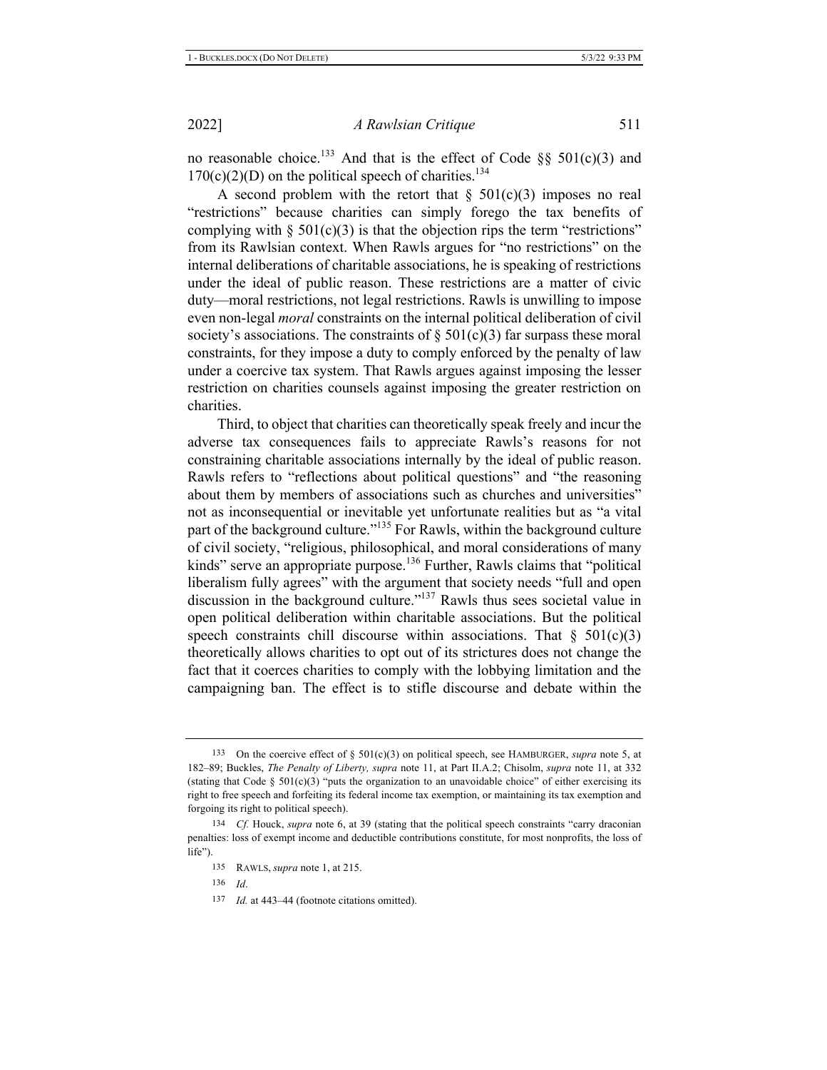no reasonable choice.[133] And that is the effect of Code §§ 501(c)(3) and 170(c)(2)(D) on the political speech of charities.[134]

A second problem with the retort that § 501(c)(3) imposes no real "restrictions" because charities can simply forego the tax benefits of complying with § 501(c)(3) is that the objection rips the term "restrictions" from its Rawlsian context. When Rawls argues for "no restrictions" on the internal deliberations of charitable associations, he is speaking of restrictions under the ideal of public reason. These restrictions are a matter of civic duty—moral restrictions, not legal restrictions. Rawls is unwilling to impose even non-legal *moral* constraints on the internal political deliberation of civil society's associations. The constraints of § 501(c)(3) far surpass these moral constraints, for they impose a duty to comply enforced by the penalty of law under a coercive tax system. That Rawls argues against imposing the lesser restriction on charities counsels against imposing the greater restriction on charities.

Third, to object that charities can theoretically speak freely and incur the adverse tax consequences fails to appreciate Rawls's reasons for not constraining charitable associations internally by the ideal of public reason. Rawls refers to "reflections about political questions" and "the reasoning about them by members of associations such as churches and universities" not as inconsequential or inevitable yet unfortunate realities but as "a vital part of the background culture."[135] For Rawls, within the background culture of civil society, "religious, philosophical, and moral considerations of many kinds" serve an appropriate purpose.[136] Further, Rawls claims that "political liberalism fully agrees" with the argument that society needs "full and open discussion in the background culture."[137] Rawls thus sees societal value in open political deliberation within charitable associations. But the political speech constraints chill discourse within associations. That § 501(c)(3) theoretically allows charities to opt out of its strictures does not change the fact that it coerces charities to comply with the lobbying limitation and the campaigning ban. The effect is to stifle discourse and debate within the

---

133 On the coercive effect of § 501(c)(3) on political speech, see HAMBURGER, *supra* note 5, at 182–89; Buckles, *The Penalty of Liberty, supra* note 11, at Part II.A.2; Chisolm, *supra* note 11, at 332 (stating that Code § 501(c)(3) "puts the organization to an unavoidable choice" of either exercising its right to free speech and forfeiting its federal income tax exemption, or maintaining its tax exemption and forgoing its right to political speech).

134 *Cf.* Houck, *supra* note 6, at 39 (stating that the political speech constraints "carry draconian penalties: loss of exempt income and deductible contributions constitute, for most nonprofits, the loss of life").

135 RAWLS, *supra* note 1, at 215.

136 *Id.*

137 *Id.* at 443–44 (footnote citations omitted).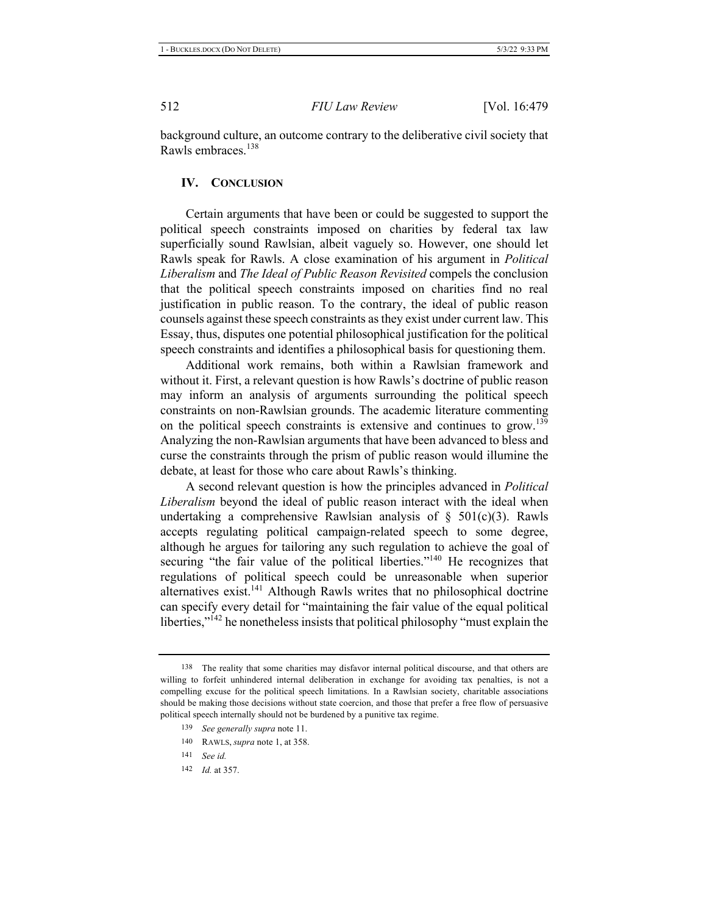background culture, an outcome contrary to the deliberative civil society that Rawls embraces.[138]

## IV. Conclusion

Certain arguments that have been or could be suggested to support the political speech constraints imposed on charities by federal tax law superficially sound Rawlsian, albeit vaguely so. However, one should let Rawls speak for Rawls. A close examination of his argument in *Political Liberalism* and *The Ideal of Public Reason Revisited* compels the conclusion that the political speech constraints imposed on charities find no real justification in public reason. To the contrary, the ideal of public reason counsels against these speech constraints as they exist under current law. This Essay, thus, disputes one potential philosophical justification for the political speech constraints and identifies a philosophical basis for questioning them.

Additional work remains, both within a Rawlsian framework and without it. First, a relevant question is how Rawls's doctrine of public reason may inform an analysis of arguments surrounding the political speech constraints on non-Rawlsian grounds. The academic literature commenting on the political speech constraints is extensive and continues to grow.[139] Analyzing the non-Rawlsian arguments that have been advanced to bless and curse the constraints through the prism of public reason would illumine the debate, at least for those who care about Rawls's thinking.

A second relevant question is how the principles advanced in *Political Liberalism* beyond the ideal of public reason interact with the ideal when undertaking a comprehensive Rawlsian analysis of § 501(c)(3). Rawls accepts regulating political campaign-related speech to some degree, although he argues for tailoring any such regulation to achieve the goal of securing "the fair value of the political liberties."[140] He recognizes that regulations of political speech could be unreasonable when superior alternatives exist.[141] Although Rawls writes that no philosophical doctrine can specify every detail for "maintaining the fair value of the equal political liberties,"[142] he nonetheless insists that political philosophy "must explain the

---

138 The reality that some charities may disfavor internal political discourse, and that others are willing to forfeit unhindered internal deliberation in exchange for avoiding tax penalties, is not a compelling excuse for the political speech limitations. In a Rawlsian society, charitable associations should be making those decisions without state coercion, and those that prefer a free flow of persuasive political speech internally should not be burdened by a punitive tax regime.

139 *See generally supra* note 11.

140 RAWLS, *supra* note 1, at 358.

141 *See id.*

142 *Id.* at 357.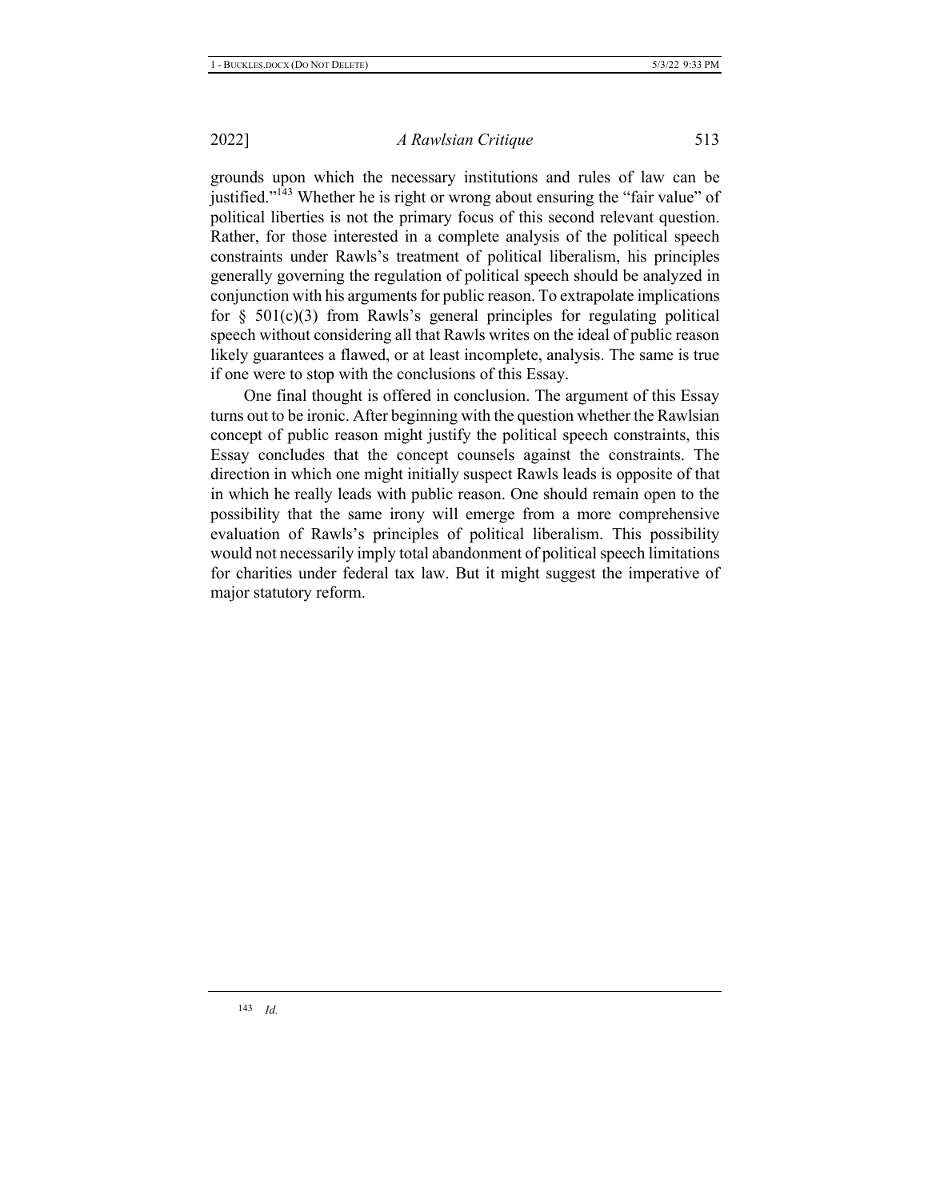grounds upon which the necessary institutions and rules of law can be justified."[143] Whether he is right or wrong about ensuring the "fair value" of political liberties is not the primary focus of this second relevant question. Rather, for those interested in a complete analysis of the political speech constraints under Rawls's treatment of political liberalism, his principles generally governing the regulation of political speech should be analyzed in conjunction with his arguments for public reason. To extrapolate implications for § 501(c)(3) from Rawls's general principles for regulating political speech without considering all that Rawls writes on the ideal of public reason likely guarantees a flawed, or at least incomplete, analysis. The same is true if one were to stop with the conclusions of this Essay.

One final thought is offered in conclusion. The argument of this Essay turns out to be ironic. After beginning with the question whether the Rawlsian concept of public reason might justify the political speech constraints, this Essay concludes that the concept counsels against the constraints. The direction in which one might initially suspect Rawls leads is opposite of that in which he really leads with public reason. One should remain open to the possibility that the same irony will emerge from a more comprehensive evaluation of Rawls's principles of political liberalism. This possibility would not necessarily imply total abandonment of political speech limitations for charities under federal tax law. But it might suggest the imperative of major statutory reform.

---

[143] *Id.*